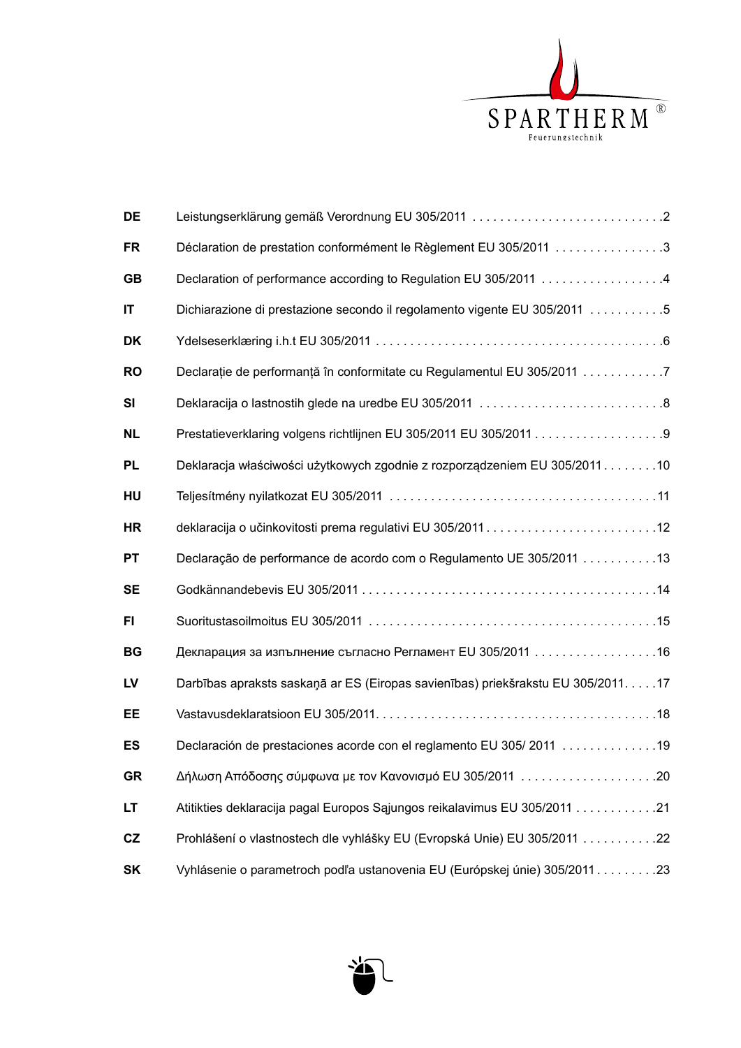SPARTHERM®
Feuerungstechnik

| | | |
|---|---|---|
| **DE** | Leistungserklärung gemäß Verordnung EU 305/2011 | 2 |
| **FR** | Déclaration de prestation conformément le Règlement EU 305/2011 | 3 |
| **GB** | Declaration of performance according to Regulation EU 305/2011 | 4 |
| **IT** | Dichiarazione di prestazione secondo il regolamento vigente EU 305/2011 | 5 |
| **DK** | Ydelseserklæring i.h.t EU 305/2011 | 6 |
| **RO** | Declarație de performanță în conformitate cu Regulamentul EU 305/2011 | 7 |
| **SI** | Deklaracija o lastnostih glede na uredbe EU 305/2011 | 8 |
| **NL** | Prestatieverklaring volgens richtlijnen EU 305/2011 EU 305/2011 | 9 |
| **PL** | Deklaracja właściwości użytkowych zgodnie z rozporządzeniem EU 305/2011 | 10 |
| **HU** | Teljesítmény nyilatkozat EU 305/2011 | 11 |
| **HR** | deklaracija o učinkovitosti prema regulativi EU 305/2011 | 12 |
| **PT** | Declaração de performance de acordo com o Regulamento UE 305/2011 | 13 |
| **SE** | Godkännandebevis EU 305/2011 | 14 |
| **FI** | Suoritustasoilmoitus EU 305/2011 | 15 |
| **BG** | Декларация за изпълнение съгласно Регламент EU 305/2011 | 16 |
| **LV** | Darbības apraksts saskaņā ar ES (Eiropas savienības) priekšrakstu EU 305/2011 | 17 |
| **EE** | Vastavusdeklaratsioon EU 305/2011 | 18 |
| **ES** | Declaración de prestaciones acorde con el reglamento EU 305/ 2011 | 19 |
| **GR** | Δήλωση Απόδοσης σύμφωνα με τον Κανονισμό EU 305/2011 | 20 |
| **LT** | Atitikties deklaracija pagal Europos Sajungos reikalavimus EU 305/2011 | 21 |
| **CZ** | Prohlášení o vlastnostech dle vyhlášky EU (Evropská Unie) EU 305/2011 | 22 |
| **SK** | Vyhlásenie o parametroch podľa ustanovenia EU (Európskej únie) 305/2011 | 23 |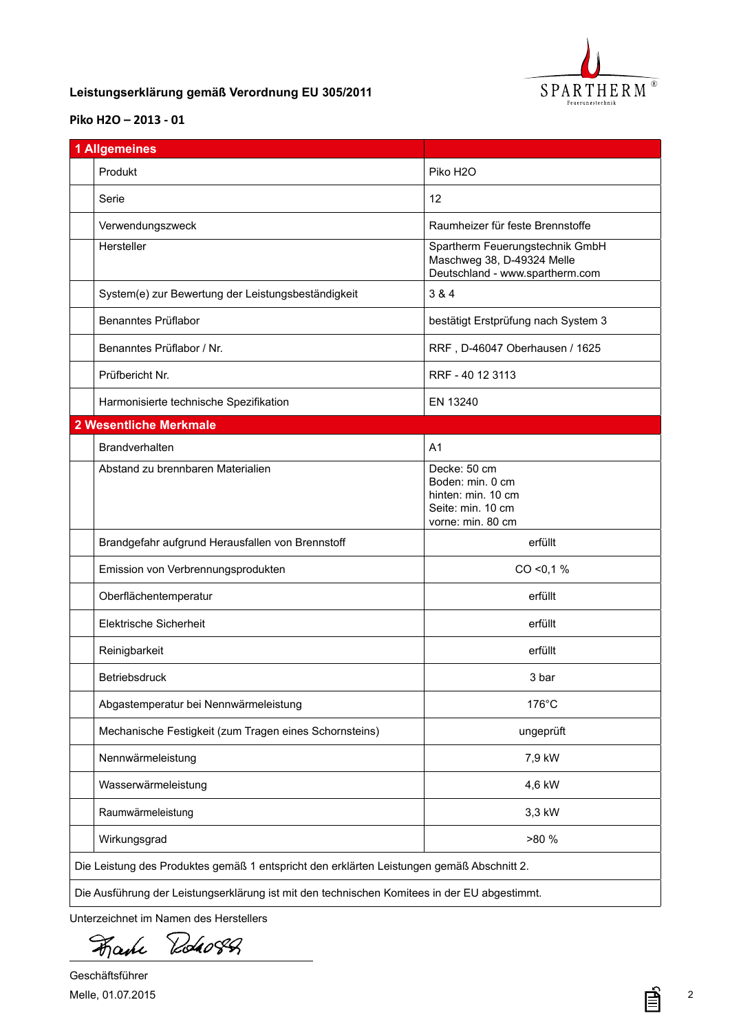**Leistungserklärung gemäß Verordnung EU 305/2011**

**Piko H2O – 2013 - 01**

| **1 Allgemeines** | |
|---|---|
| Produkt | Piko H2O |
| Serie | 12 |
| Verwendungszweck | Raumheizer für feste Brennstoffe |
| Hersteller | Spartherm Feuerungstechnik GmbH<br>Maschweg 38, D-49324 Melle<br>Deutschland - www.spartherm.com |
| System(e) zur Bewertung der Leistungsbeständigkeit | 3 & 4 |
| Benanntes Prüflabor | bestätigt Erstprüfung nach System 3 |
| Benanntes Prüflabor / Nr. | RRF , D-46047 Oberhausen / 1625 |
| Prüfbericht Nr. | RRF - 40 12 3113 |
| Harmonisierte technische Spezifikation | EN 13240 |
| **2 Wesentliche Merkmale** | |
| Brandverhalten | A1 |
| Abstand zu brennbaren Materialien | Decke: 50 cm<br>Boden: min. 0 cm<br>hinten: min. 10 cm<br>Seite: min. 10 cm<br>vorne: min. 80 cm |
| Brandgefahr aufgrund Herausfallen von Brennstoff | erfüllt |
| Emission von Verbrennungsprodukten | CO <0,1 % |
| Oberflächentemperatur | erfüllt |
| Elektrische Sicherheit | erfüllt |
| Reinigbarkeit | erfüllt |
| Betriebsdruck | 3 bar |
| Abgastemperatur bei Nennwärmeleistung | 176°C |
| Mechanische Festigkeit (zum Tragen eines Schornsteins) | ungeprüft |
| Nennwärmeleistung | 7,9 kW |
| Wasserwärmeleistung | 4,6 kW |
| Raumwärmeleistung | 3,3 kW |
| Wirkungsgrad | >80 % |

Die Leistung des Produktes gemäß 1 entspricht den erklärten Leistungen gemäß Abschnitt 2.

Die Ausführung der Leistungserklärung ist mit den technischen Komitees in der EU abgestimmt.

Unterzeichnet im Namen des Herstellers

Geschäftsführer

Melle, 01.07.2015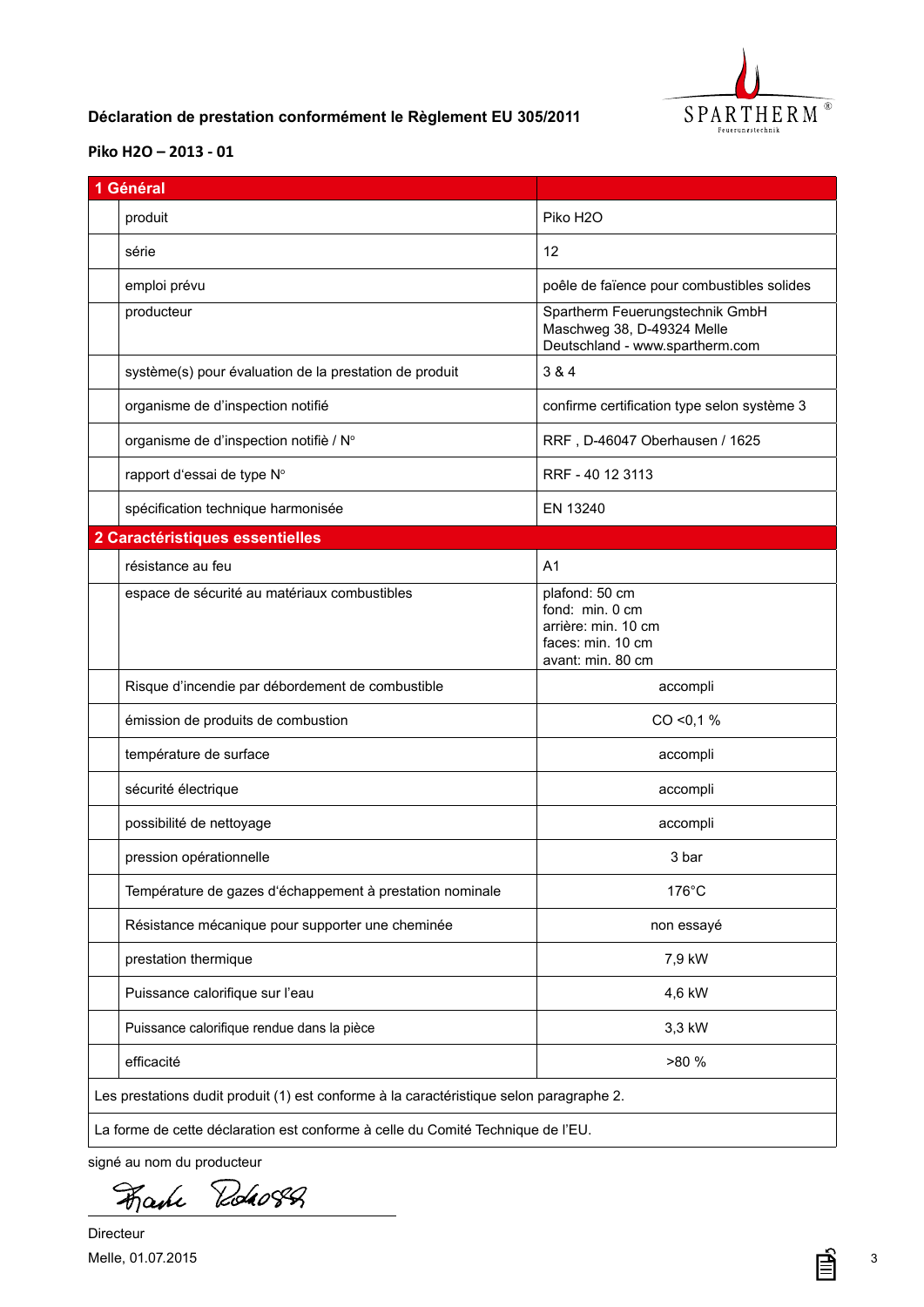**Déclaration de prestation conformément le Règlement EU 305/2011**

**Piko H2O – 2013 - 01**

| **1 Général** | |
|---|---|
| produit | Piko H2O |
| série | 12 |
| emploi prévu | poêle de faïence pour combustibles solides |
| producteur | Spartherm Feuerungstechnik GmbH<br>Maschweg 38, D-49324 Melle<br>Deutschland - www.spartherm.com |
| système(s) pour évaluation de la prestation de produit | 3 & 4 |
| organisme de d'inspection notifié | confirme certification type selon système 3 |
| organisme de d'inspection notifiè / N° | RRF , D-46047 Oberhausen / 1625 |
| rapport d'essai de type N° | RRF - 40 12 3113 |
| spécification technique harmonisée | EN 13240 |
| **2 Caractéristiques essentielles** | |
| résistance au feu | A1 |
| espace de sécurité au matériaux combustibles | plafond: 50 cm<br>fond: min. 0 cm<br>arrière: min. 10 cm<br>faces: min. 10 cm<br>avant: min. 80 cm |
| Risque d'incendie par débordement de combustible | accompli |
| émission de produits de combustion | CO <0,1 % |
| température de surface | accompli |
| sécurité électrique | accompli |
| possibilité de nettoyage | accompli |
| pression opérationnelle | 3 bar |
| Température de gazes d'échappement à prestation nominale | 176°C |
| Résistance mécanique pour supporter une cheminée | non essayé |
| prestation thermique | 7,9 kW |
| Puissance calorifique sur l'eau | 4,6 kW |
| Puissance calorifique rendue dans la pièce | 3,3 kW |
| efficacité | >80 % |
| Les prestations dudit produit (1) est conforme à la caractéristique selon paragraphe 2. | |
| La forme de cette déclaration est conforme à celle du Comité Technique de l'EU. | |

signé au nom du producteur

Directeur

Melle, 01.07.2015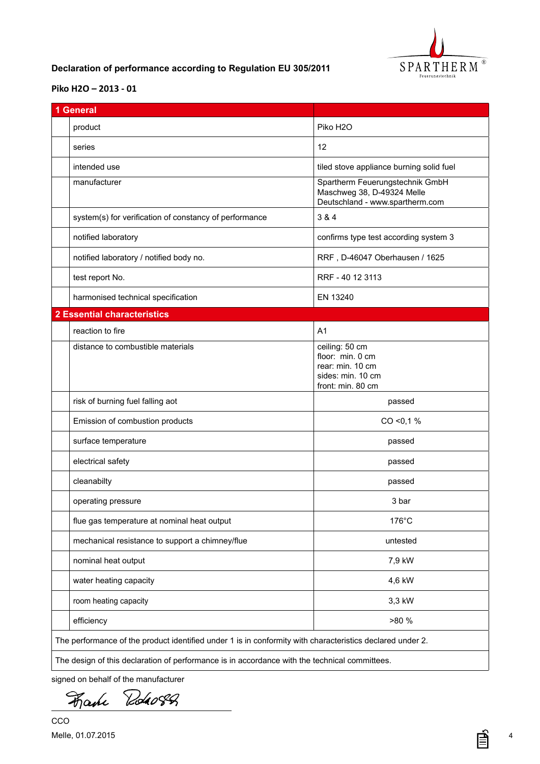**Declaration of performance according to Regulation EU 305/2011**

**Piko H2O – 2013 - 01**

| **1 General** | |
|---|---|
| product | Piko H2O |
| series | 12 |
| intended use | tiled stove appliance burning solid fuel |
| manufacturer | Spartherm Feuerungstechnik GmbH<br>Maschweg 38, D-49324 Melle<br>Deutschland - www.spartherm.com |
| system(s) for verification of constancy of performance | 3 & 4 |
| notified laboratory | confirms type test according system 3 |
| notified laboratory / notified body no. | RRF , D-46047 Oberhausen / 1625 |
| test report No. | RRF - 40 12 3113 |
| harmonised technical specification | EN 13240 |
| **2 Essential characteristics** | |
| reaction to fire | A1 |
| distance to combustible materials | ceiling: 50 cm<br>floor: min. 0 cm<br>rear: min. 10 cm<br>sides: min. 10 cm<br>front: min. 80 cm |
| risk of burning fuel falling aot | passed |
| Emission of combustion products | CO <0,1 % |
| surface temperature | passed |
| electrical safety | passed |
| cleanabilty | passed |
| operating pressure | 3 bar |
| flue gas temperature at nominal heat output | 176°C |
| mechanical resistance to support a chimney/flue | untested |
| nominal heat output | 7,9 kW |
| water heating capacity | 4,6 kW |
| room heating capacity | 3,3 kW |
| efficiency | >80 % |

The performance of the product identified under 1 is in conformity with characteristics declared under 2.

The design of this declaration of performance is in accordance with the technical committees.

signed on behalf of the manufacturer

CCO

Melle, 01.07.2015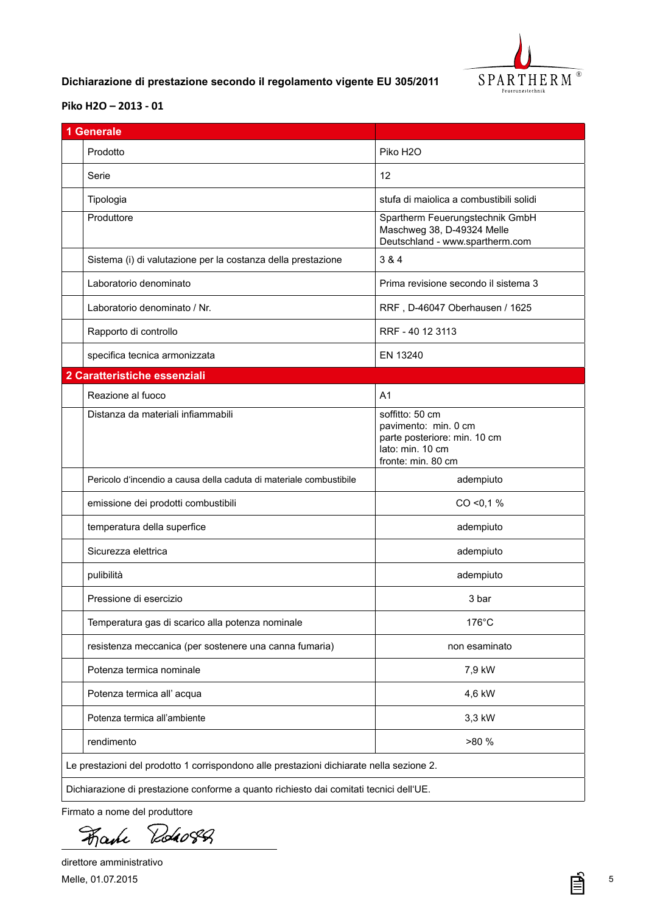**Dichiarazione di prestazione secondo il regolamento vigente EU 305/2011**

**Piko H2O – 2013 - 01**

| **1 Generale** | |
|---|---|
| Prodotto | Piko H2O |
| Serie | 12 |
| Tipologia | stufa di maiolica a combustibili solidi |
| Produttore | Spartherm Feuerungstechnik GmbH<br>Maschweg 38, D-49324 Melle<br>Deutschland - www.spartherm.com |
| Sistema (i) di valutazione per la costanza della prestazione | 3 & 4 |
| Laboratorio denominato | Prima revisione secondo il sistema 3 |
| Laboratorio denominato / Nr. | RRF , D-46047 Oberhausen / 1625 |
| Rapporto di controllo | RRF - 40 12 3113 |
| specifica tecnica armonizzata | EN 13240 |
| **2 Caratteristiche essenziali** | |
| Reazione al fuoco | A1 |
| Distanza da materiali infiammabili | soffitto: 50 cm<br>pavimento: min. 0 cm<br>parte posteriore: min. 10 cm<br>lato: min. 10 cm<br>fronte: min. 80 cm |
| Pericolo d'incendio a causa della caduta di materiale combustibile | adempiuto |
| emissione dei prodotti combustibili | CO <0,1 % |
| temperatura della superfice | adempiuto |
| Sicurezza elettrica | adempiuto |
| pulibilità | adempiuto |
| Pressione di esercizio | 3 bar |
| Temperatura gas di scarico alla potenza nominale | 176°C |
| resistenza meccanica (per sostenere una canna fumaria) | non esaminato |
| Potenza termica nominale | 7,9 kW |
| Potenza termica all' acqua | 4,6 kW |
| Potenza termica all'ambiente | 3,3 kW |
| rendimento | >80 % |

Le prestazioni del prodotto 1 corrispondono alle prestazioni dichiarate nella sezione 2.

Dichiarazione di prestazione conforme a quanto richiesto dai comitati tecnici dell'UE.

Firmato a nome del produttore

direttore amministrativo

Melle, 01.07.2015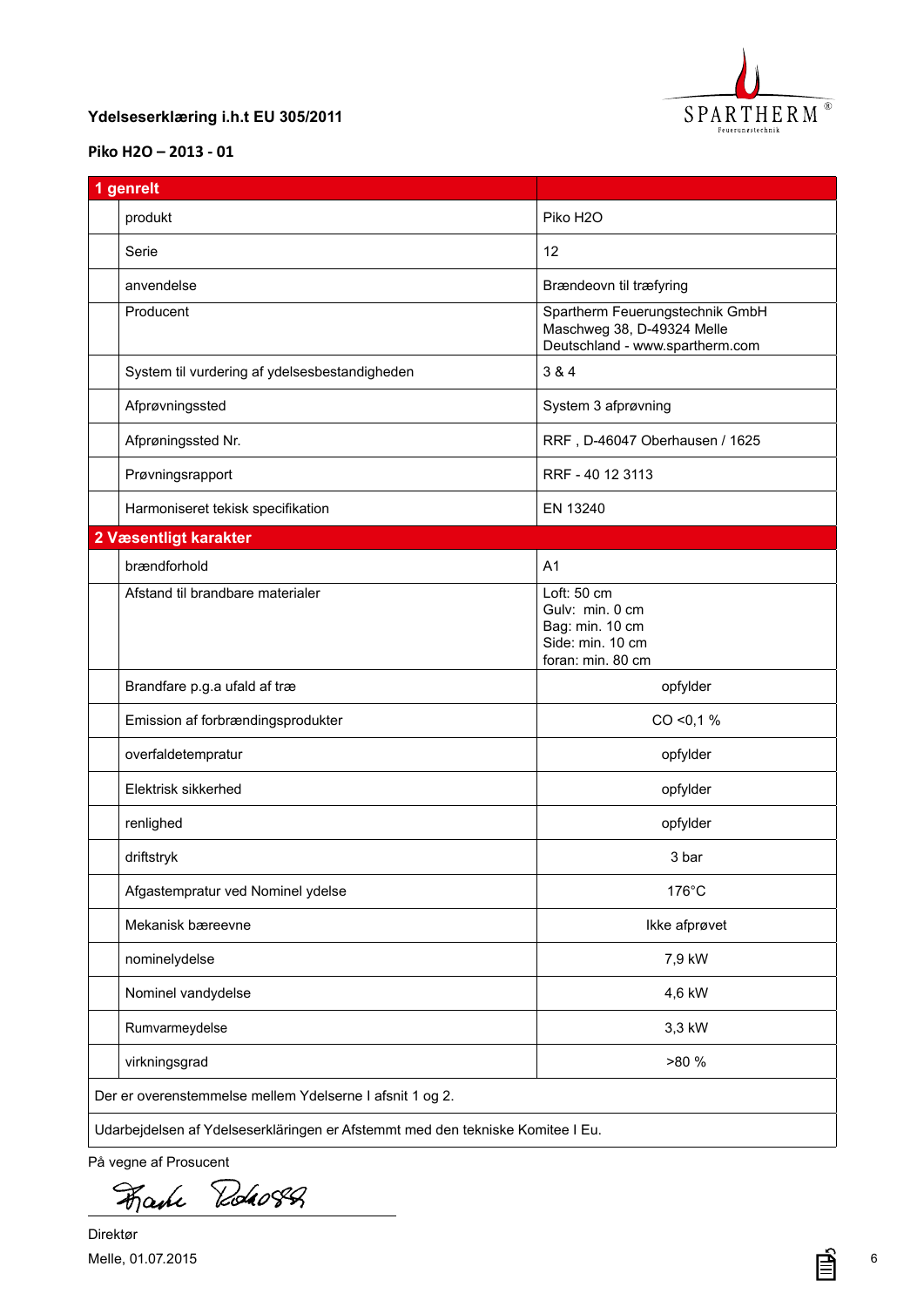**Ydelseserklæring i.h.t EU 305/2011**

**Piko H2O – 2013 - 01**

| **1 genrelt** | |
|---|---|
| produkt | Piko H2O |
| Serie | 12 |
| anvendelse | Brændeovn til træfyring |
| Producent | Spartherm Feuerungstechnik GmbH<br>Maschweg 38, D-49324 Melle<br>Deutschland - www.spartherm.com |
| System til vurdering af ydelsesbestandigheden | 3 & 4 |
| Afprøvningssted | System 3 afprøvning |
| Afprøningssted Nr. | RRF , D-46047 Oberhausen / 1625 |
| Prøvningsrapport | RRF - 40 12 3113 |
| Harmoniseret tekisk specifikation | EN 13240 |
| **2 Væsentligt karakter** | |
| brændforhold | A1 |
| Afstand til brandbare materialer | Loft: 50 cm<br>Gulv: min. 0 cm<br>Bag: min. 10 cm<br>Side: min. 10 cm<br>foran: min. 80 cm |
| Brandfare p.g.a ufald af træ | opfylder |
| Emission af forbrændingsprodukter | CO <0,1 % |
| overfaldetempratur | opfylder |
| Elektrisk sikkerhed | opfylder |
| renlighed | opfylder |
| driftstryk | 3 bar |
| Afgastempratur ved Nominel ydelse | 176°C |
| Mekanisk bæreevne | Ikke afprøvet |
| nominelydelse | 7,9 kW |
| Nominel vandydelse | 4,6 kW |
| Rumvarmeydelse | 3,3 kW |
| virkningsgrad | >80 % |

Der er overenstemmelse mellem Ydelserne I afsnit 1 og 2.

Udarbejdelsen af Ydelseserkläringen er Afstemmt med den tekniske Komitee I Eu.

På vegne af Prosucent

Direktør

Melle, 01.07.2015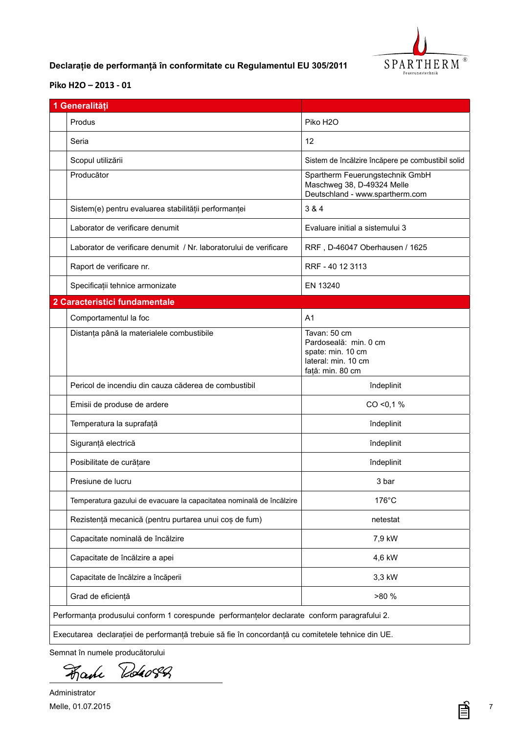**Declarație de performanță în conformitate cu Regulamentul EU 305/2011**

**Piko H2O – 2013 - 01**

| **1 Generalități** | |
|---|---|
| Produs | Piko H2O |
| Seria | 12 |
| Scopul utilizării | Sistem de încălzire încăpere pe combustibil solid |
| Producător | Spartherm Feuerungstechnik GmbH<br>Maschweg 38, D-49324 Melle<br>Deutschland - www.spartherm.com |
| Sistem(e) pentru evaluarea stabilității performanței | 3 & 4 |
| Laborator de verificare denumit | Evaluare initial a sistemului 3 |
| Laborator de verificare denumit / Nr. laboratorului de verificare | RRF , D-46047 Oberhausen / 1625 |
| Raport de verificare nr. | RRF - 40 12 3113 |
| Specificații tehnice armonizate | EN 13240 |
| **2 Caracteristici fundamentale** | |
| Comportamentul la foc | A1 |
| Distanța până la materialele combustibile | Tavan: 50 cm<br>Pardoseală: min. 0 cm<br>spate: min. 10 cm<br>lateral: min. 10 cm<br>față: min. 80 cm |
| Pericol de incendiu din cauza căderea de combustibil | îndeplinit |
| Emisii de produse de ardere | CO <0,1 % |
| Temperatura la suprafață | îndeplinit |
| Siguranță electrică | îndeplinit |
| Posibilitate de curățare | îndeplinit |
| Presiune de lucru | 3 bar |
| Temperatura gazului de evacuare la capacitatea nominală de încălzire | 176°C |
| Rezistență mecanică (pentru purtarea unui coș de fum) | netestat |
| Capacitate nominală de încălzire | 7,9 kW |
| Capacitate de încălzire a apei | 4,6 kW |
| Capacitate de încălzire a încăperii | 3,3 kW |
| Grad de eficiență | >80 % |

Performanța produsului conform 1 corespunde performanțelor declarate conform paragrafului 2.

Executarea declarației de performanță trebuie să fie în concordanță cu comitetele tehnice din UE.

Semnat în numele producătorului

Administrator

Melle, 01.07.2015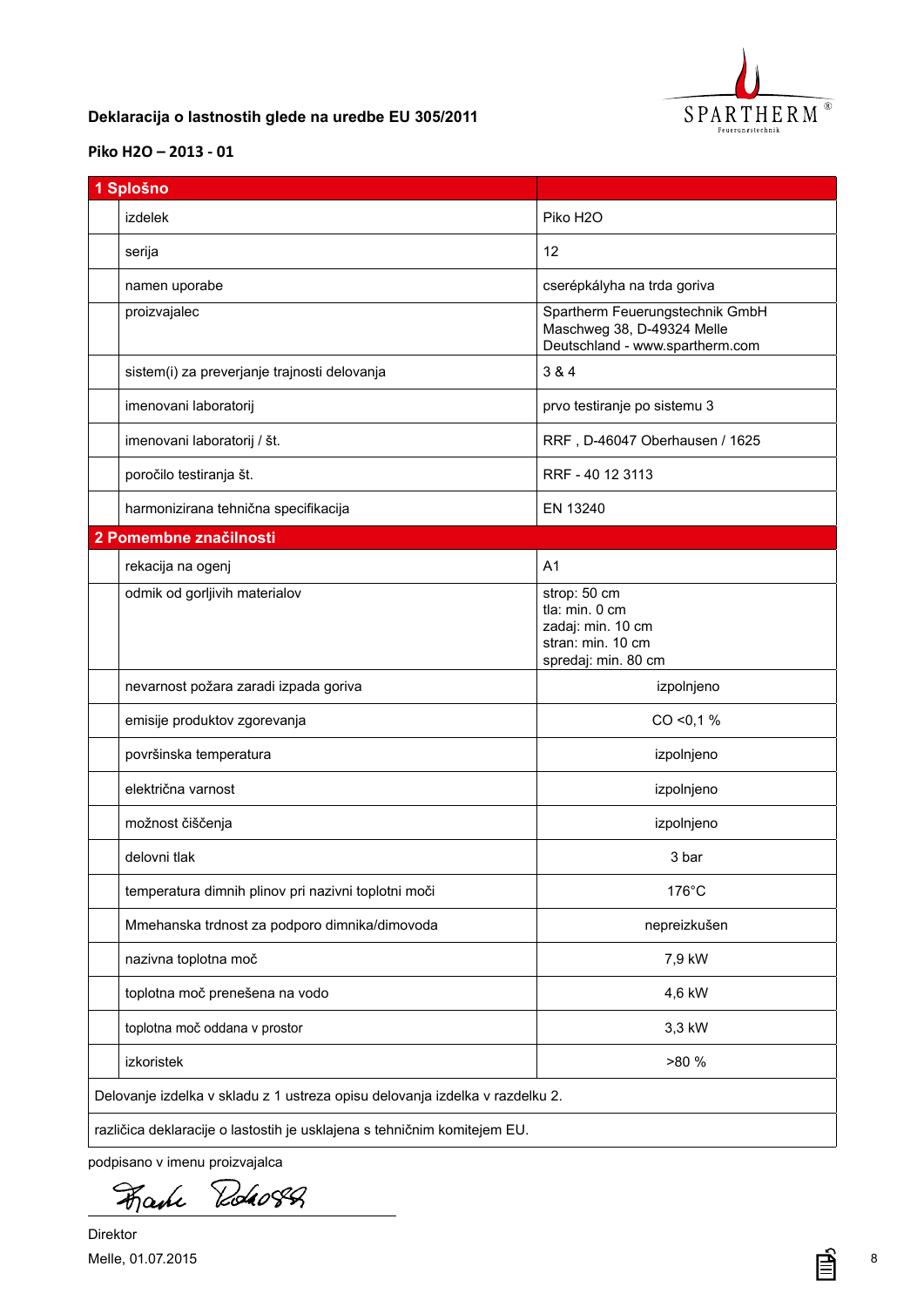**Deklaracija o lastnostih glede na uredbe EU 305/2011**

**Piko H2O – 2013 - 01**

| 1 Splošno | |
|---|---|
| izdelek | Piko H2O |
| serija | 12 |
| namen uporabe | cserépkályha na trda goriva |
| proizvajalec | Spartherm Feuerungstechnik GmbH<br>Maschweg 38, D-49324 Melle<br>Deutschland - www.spartherm.com |
| sistem(i) za preverjanje trajnosti delovanja | 3 & 4 |
| imenovani laboratorij | prvo testiranje po sistemu 3 |
| imenovani laboratorij / št. | RRF , D-46047 Oberhausen / 1625 |
| poročilo testiranja št. | RRF - 40 12 3113 |
| harmonizirana tehnična specifikacija | EN 13240 |
| **2 Pomembne značilnosti** | |
| rekacija na ogenj | A1 |
| odmik od gorljivih materialov | strop: 50 cm<br>tla: min. 0 cm<br>zadaj: min. 10 cm<br>stran: min. 10 cm<br>spredaj: min. 80 cm |
| nevarnost požara zaradi izpada goriva | izpolnjeno |
| emisije produktov zgorevanja | CO <0,1 % |
| površinska temperatura | izpolnjeno |
| električna varnost | izpolnjeno |
| možnost čiščenja | izpolnjeno |
| delovni tlak | 3 bar |
| temperatura dimnih plinov pri nazivni toplotni moči | 176°C |
| Mmehanska trdnost za podporo dimnika/dimovoda | nepreizkušen |
| nazivna toplotna moč | 7,9 kW |
| toplotna moč prenešena na vodo | 4,6 kW |
| toplotna moč oddana v prostor | 3,3 kW |
| izkoristek | >80 % |

Delovanje izdelka v skladu z 1 ustreza opisu delovanja izdelka v razdelku 2.

različica deklaracije o lastostih je usklajena s tehničnim komitejem EU.

podpisano v imenu proizvajalca

Direktor

Melle, 01.07.2015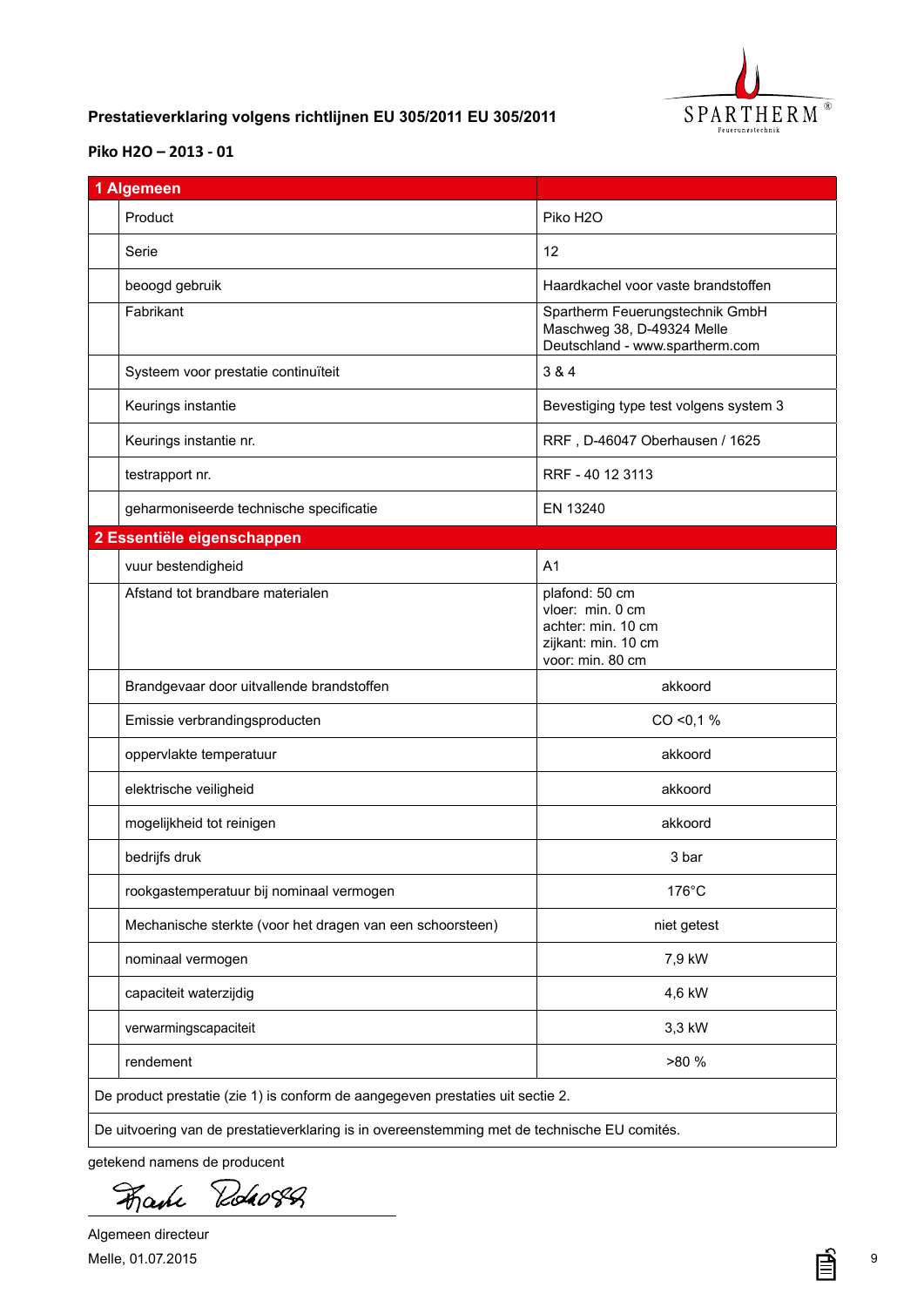**Prestatieverklaring volgens richtlijnen EU 305/2011 EU 305/2011**

**Piko H2O – 2013 - 01**

| **1 Algemeen** | |
|---|---|
| Product | Piko H2O |
| Serie | 12 |
| beoogd gebruik | Haardkachel voor vaste brandstoffen |
| Fabrikant | Spartherm Feuerungstechnik GmbH<br>Maschweg 38, D-49324 Melle<br>Deutschland - www.spartherm.com |
| Systeem voor prestatie continuïteit | 3 & 4 |
| Keurings instantie | Bevestiging type test volgens system 3 |
| Keurings instantie nr. | RRF , D-46047 Oberhausen / 1625 |
| testrapport nr. | RRF - 40 12 3113 |
| geharmoniseerde technische specificatie | EN 13240 |
| **2 Essentiële eigenschappen** | |
| vuur bestendigheid | A1 |
| Afstand tot brandbare materialen | plafond: 50 cm<br>vloer: min. 0 cm<br>achter: min. 10 cm<br>zijkant: min. 10 cm<br>voor: min. 80 cm |
| Brandgevaar door uitvallende brandstoffen | akkoord |
| Emissie verbrandingsproducten | CO <0,1 % |
| oppervlakte temperatuur | akkoord |
| elektrische veiligheid | akkoord |
| mogelijkheid tot reinigen | akkoord |
| bedrijfs druk | 3 bar |
| rookgastemperatuur bij nominaal vermogen | 176°C |
| Mechanische sterkte (voor het dragen van een schoorsteen) | niet getest |
| nominaal vermogen | 7,9 kW |
| capaciteit waterzijdig | 4,6 kW |
| verwarmingscapaciteit | 3,3 kW |
| rendement | >80 % |

De product prestatie (zie 1) is conform de aangegeven prestaties uit sectie 2.

De uitvoering van de prestatieverklaring is in overeenstemming met de technische EU comités.

getekend namens de producent

Algemeen directeur
Melle, 01.07.2015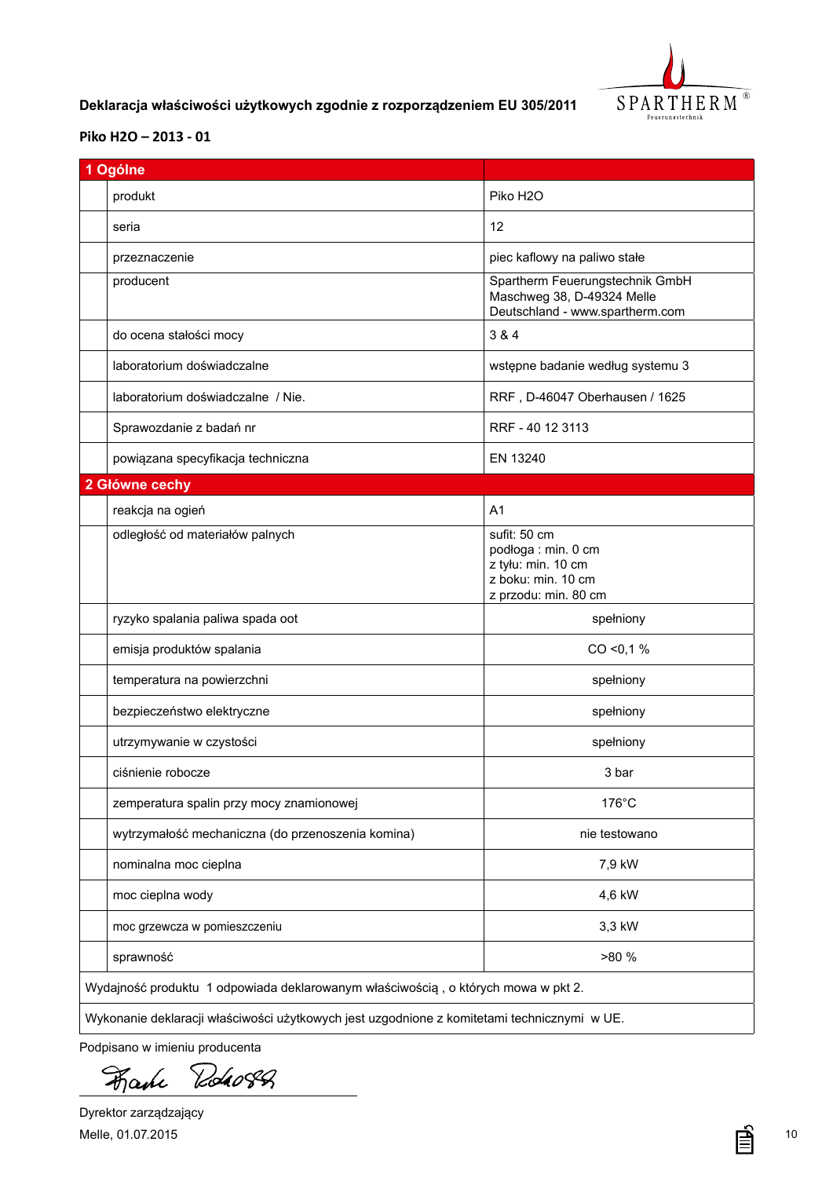**Deklaracja właściwości użytkowych zgodnie z rozporządzeniem EU 305/2011**

**Piko H2O – 2013 - 01**

| **1 Ogólne** | |
|---|---|
| produkt | Piko H2O |
| seria | 12 |
| przeznaczenie | piec kaflowy na paliwo stałe |
| producent | Spartherm Feuerungstechnik GmbH<br>Maschweg 38, D-49324 Melle<br>Deutschland - www.spartherm.com |
| do ocena stałości mocy | 3 & 4 |
| laboratorium doświadczalne | wstępne badanie według systemu 3 |
| laboratorium doświadczalne / Nie. | RRF , D-46047 Oberhausen / 1625 |
| Sprawozdanie z badań nr | RRF - 40 12 3113 |
| powiązana specyfikacja techniczna | EN 13240 |
| **2 Główne cechy** | |
| reakcja na ogień | A1 |
| odległość od materiałów palnych | sufit: 50 cm<br>podłoga : min. 0 cm<br>z tyłu: min. 10 cm<br>z boku: min. 10 cm<br>z przodu: min. 80 cm |
| ryzyko spalania paliwa spada oot | spełniony |
| emisja produktów spalania | CO <0,1 % |
| temperatura na powierzchni | spełniony |
| bezpieczeństwo elektryczne | spełniony |
| utrzymywanie w czystości | spełniony |
| ciśnienie robocze | 3 bar |
| zemperatura spalin przy mocy znamionowej | 176°C |
| wytrzymałość mechaniczna (do przenoszenia komina) | nie testowano |
| nominalna moc cieplna | 7,9 kW |
| moc cieplna wody | 4,6 kW |
| moc grzewcza w pomieszczeniu | 3,3 kW |
| sprawność | >80 % |

Wydajność produktu 1 odpowiada deklarowanym właściwością , o których mowa w pkt 2.

Wykonanie deklaracji właściwości użytkowych jest uzgodnione z komitetami technicznymi w UE.

Podpisano w imieniu producenta

Dyrektor zarządzający

Melle, 01.07.2015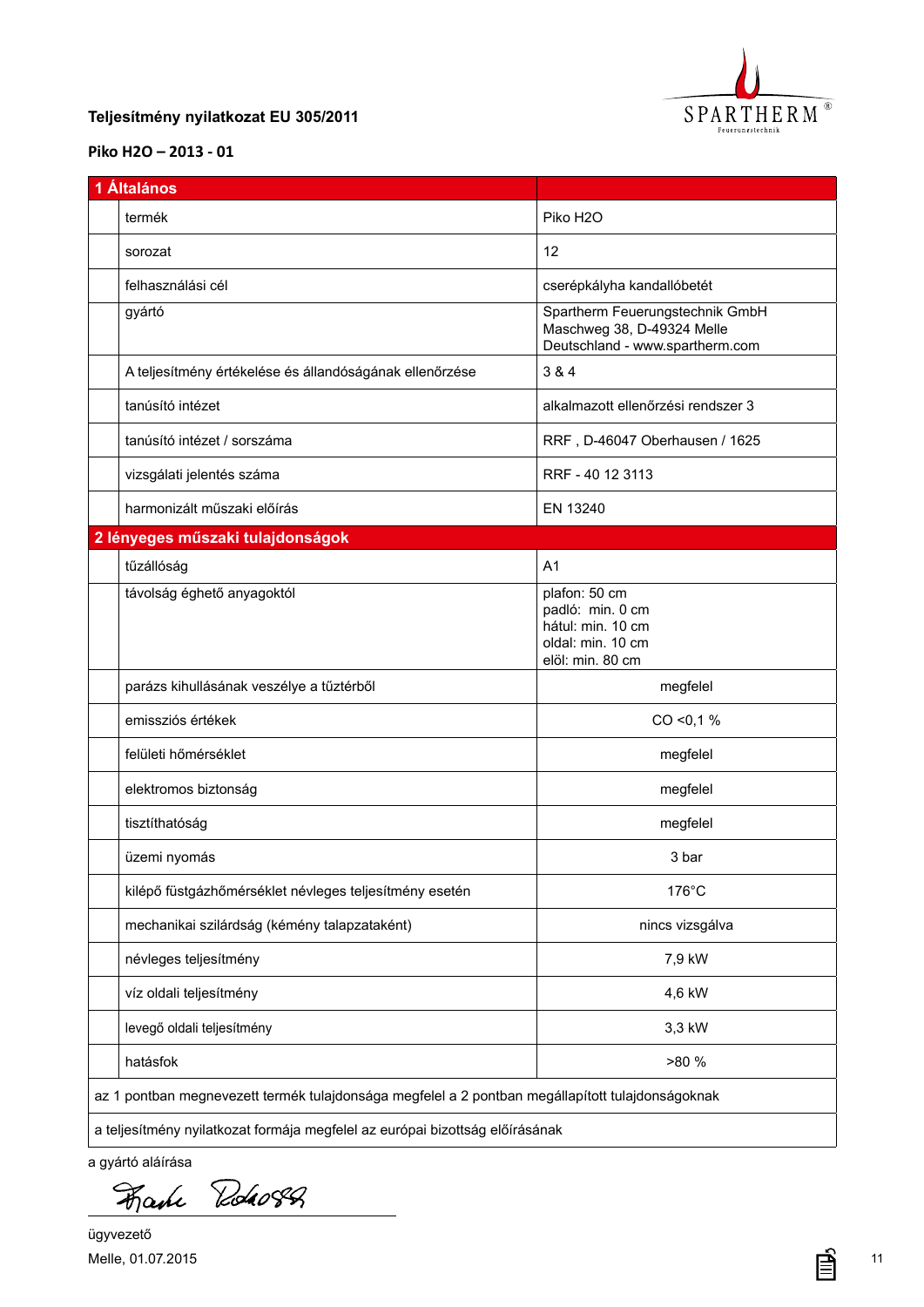**Teljesítmény nyilatkozat EU 305/2011**

**Piko H2O – 2013 - 01**

| **1 Általános** | | |
|---|---|---|
| | termék | Piko H2O |
| | sorozat | 12 |
| | felhasználási cél | cserépkályha kandallóbetét |
| | gyártó | Spartherm Feuerungstechnik GmbH<br>Maschweg 38, D-49324 Melle<br>Deutschland - www.spartherm.com |
| | A teljesítmény értékelése és állandóságának ellenőrzése | 3 & 4 |
| | tanúsító intézet | alkalmazott ellenőrzési rendszer 3 |
| | tanúsító intézet / sorszáma | RRF , D-46047 Oberhausen / 1625 |
| | vizsgálati jelentés száma | RRF - 40 12 3113 |
| | harmonizált műszaki előírás | EN 13240 |
| **2 lényeges műszaki tulajdonságok** | | |
| | tűzállóság | A1 |
| | távolság éghető anyagoktól | plafon: 50 cm<br>padló: min. 0 cm<br>hátul: min. 10 cm<br>oldal: min. 10 cm<br>elöl: min. 80 cm |
| | parázs kihullásának veszélye a tűztérből | megfelel |
| | emissziós értékek | CO <0,1 % |
| | felületi hőmérséklet | megfelel |
| | elektromos biztonság | megfelel |
| | tisztíthatóság | megfelel |
| | üzemi nyomás | 3 bar |
| | kilépő füstgázhőmérséklet névleges teljesítmény esetén | 176°C |
| | mechanikai szilárdság (kémény talapzataként) | nincs vizsgálva |
| | névleges teljesítmény | 7,9 kW |
| | víz oldali teljesítmény | 4,6 kW |
| | levegő oldali teljesítmény | 3,3 kW |
| | hatásfok | >80 % |
| az 1 pontban megnevezett termék tulajdonsága megfelel a 2 pontban megállapított tulajdonságoknak | | |
| a teljesítmény nyilatkozat formája megfelel az európai bizottság előírásának | | |

a gyártó aláírása

ügyvezető

Melle, 01.07.2015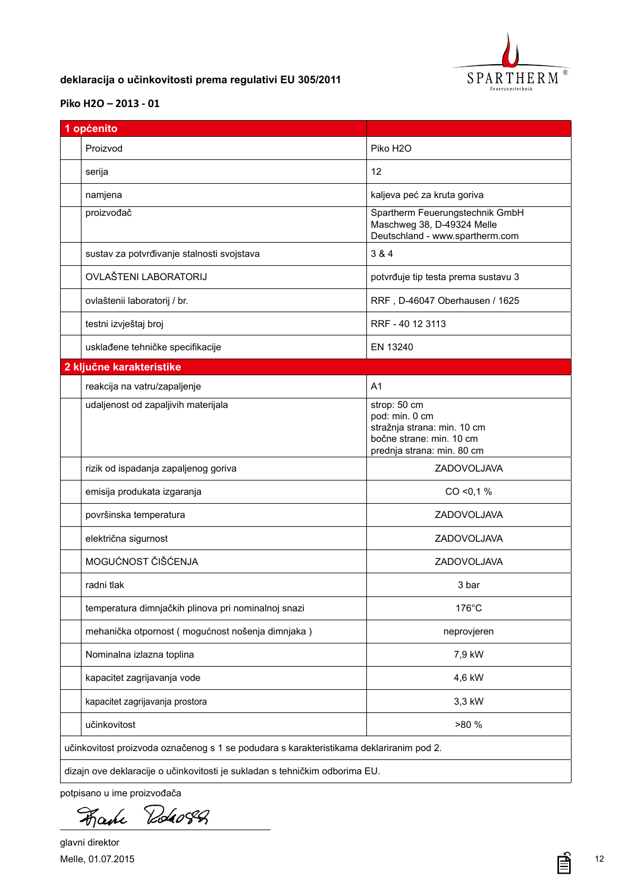**deklaracija o učinkovitosti prema regulativi EU 305/2011**

**Piko H2O – 2013 - 01**

| **1 općenito** | |
|---|---|
| Proizvod | Piko H2O |
| serija | 12 |
| namjena | kaljeva peć za kruta goriva |
| proizvođač | Spartherm Feuerungstechnik GmbH<br>Maschweg 38, D-49324 Melle<br>Deutschland - www.spartherm.com |
| sustav za potvrđivanje stalnosti svojstava | 3 & 4 |
| OVLAŠTENI LABORATORIJ | potvrđuje tip testa prema sustavu 3 |
| ovlaštenii laboratorij / br. | RRF , D-46047 Oberhausen / 1625 |
| testni izvještaj broj | RRF - 40 12 3113 |
| usklađene tehničke specifikacije | EN 13240 |
| **2 ključne karakteristike** | |
| reakcija na vatru/zapaljenje | A1 |
| udaljenost od zapaljivih materijala | strop: 50 cm<br>pod: min. 0 cm<br>stražnja strana: min. 10 cm<br>bočne strane: min. 10 cm<br>prednja strana: min. 80 cm |
| rizik od ispadanja zapaljenog goriva | ZADOVOLJAVA |
| emisija produkata izgaranja | CO <0,1 % |
| površinska temperatura | ZADOVOLJAVA |
| električna sigurnost | ZADOVOLJAVA |
| MOGUĆNOST ČIŠĆENJA | ZADOVOLJAVA |
| radni tlak | 3 bar |
| temperatura dimnjačkih plinova pri nominalnoj snazi | 176°C |
| mehanička otpornost ( mogućnost nošenja dimnjaka ) | neprovjeren |
| Nominalna izlazna toplina | 7,9 kW |
| kapacitet zagrijavanja vode | 4,6 kW |
| kapacitet zagrijavanja prostora | 3,3 kW |
| učinkovitost | >80 % |

učinkovitost proizvoda označenog s 1 se podudara s karakteristikama deklariranim pod 2.

dizajn ove deklaracije o učinkovitosti je sukladan s tehničkim odborima EU.

potpisano u ime proizvođača

glavni direktor
Melle, 01.07.2015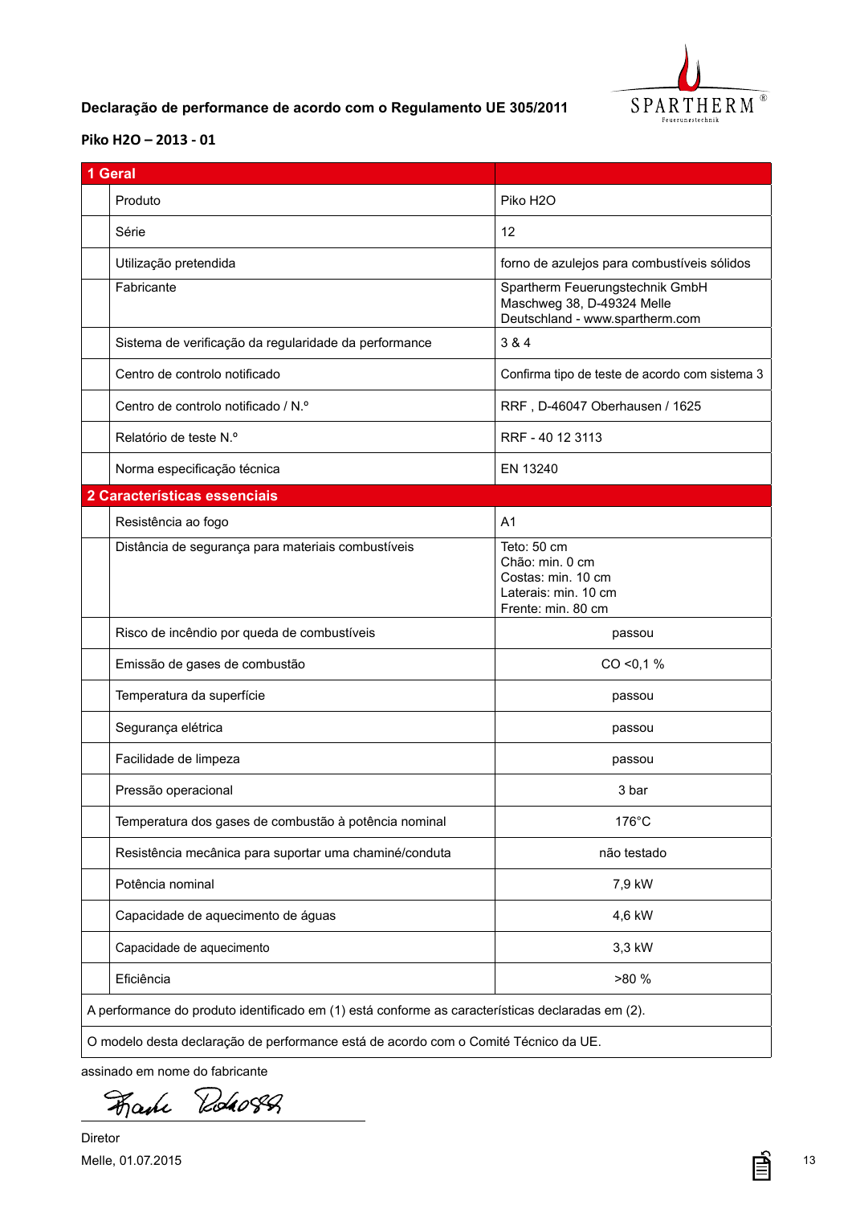**Declaração de performance de acordo com o Regulamento UE 305/2011**

**Piko H2O – 2013 - 01**

| **1 Geral** | |
|---|---|
| Produto | Piko H2O |
| Série | 12 |
| Utilização pretendida | forno de azulejos para combustíveis sólidos |
| Fabricante | Spartherm Feuerungstechnik GmbH<br>Maschweg 38, D-49324 Melle<br>Deutschland - www.spartherm.com |
| Sistema de verificação da regularidade da performance | 3 & 4 |
| Centro de controlo notificado | Confirma tipo de teste de acordo com sistema 3 |
| Centro de controlo notificado / N.º | RRF , D-46047 Oberhausen / 1625 |
| Relatório de teste N.º | RRF - 40 12 3113 |
| Norma especificação técnica | EN 13240 |
| **2 Características essenciais** | |
| Resistência ao fogo | A1 |
| Distância de segurança para materiais combustíveis | Teto: 50 cm<br>Chão: min. 0 cm<br>Costas: min. 10 cm<br>Laterais: min. 10 cm<br>Frente: min. 80 cm |
| Risco de incêndio por queda de combustíveis | passou |
| Emissão de gases de combustão | CO <0,1 % |
| Temperatura da superfície | passou |
| Segurança elétrica | passou |
| Facilidade de limpeza | passou |
| Pressão operacional | 3 bar |
| Temperatura dos gases de combustão à potência nominal | 176°C |
| Resistência mecânica para suportar uma chaminé/conduta | não testado |
| Potência nominal | 7,9 kW |
| Capacidade de aquecimento de águas | 4,6 kW |
| Capacidade de aquecimento | 3,3 kW |
| Eficiência | >80 % |

A performance do produto identificado em (1) está conforme as características declaradas em (2).

O modelo desta declaração de performance está de acordo com o Comité Técnico da UE.

assinado em nome do fabricante

Diretor

Melle, 01.07.2015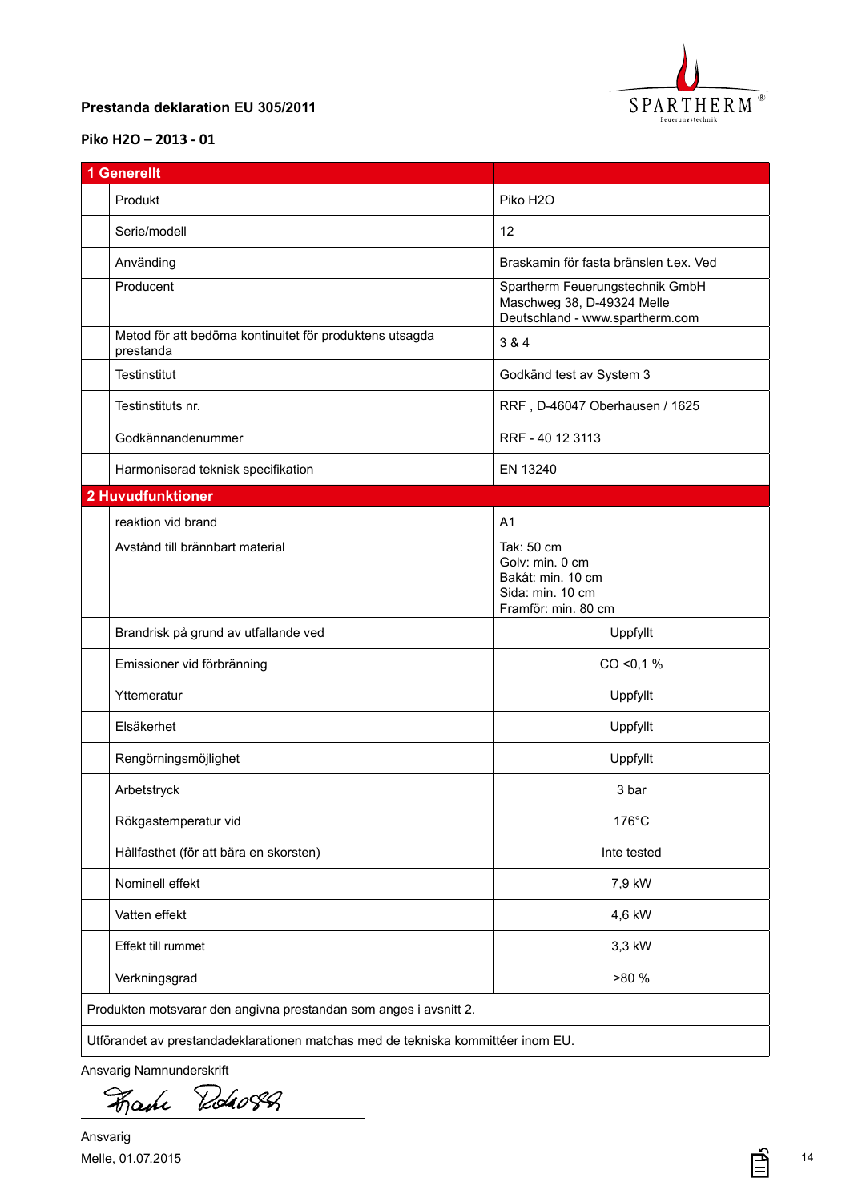**Prestanda deklaration EU 305/2011**

**Piko H2O – 2013 - 01**

| 1 Generellt | | |
|---|---|---|
| | Produkt | Piko H2O |
| | Serie/modell | 12 |
| | Använding | Braskamin för fasta bränslen t.ex. Ved |
| | Producent | Spartherm Feuerungstechnik GmbH<br>Maschweg 38, D-49324 Melle<br>Deutschland - www.spartherm.com |
| | Metod för att bedöma kontinuitet för produktens utsagda prestanda | 3 & 4 |
| | Testinstitut | Godkänd test av System 3 |
| | Testinstituts nr. | RRF , D-46047 Oberhausen / 1625 |
| | Godkännandenummer | RRF - 40 12 3113 |
| | Harmoniserad teknisk specifikation | EN 13240 |
| **2 Huvudfunktioner** | | |
| | reaktion vid brand | A1 |
| | Avstånd till brännbart material | Tak: 50 cm<br>Golv: min. 0 cm<br>Bakåt: min. 10 cm<br>Sida: min. 10 cm<br>Framför: min. 80 cm |
| | Brandrisk på grund av utfallande ved | Uppfyllt |
| | Emissioner vid förbränning | CO <0,1 % |
| | Yttemeratur | Uppfyllt |
| | Elsäkerhet | Uppfyllt |
| | Rengörningsmöjlighet | Uppfyllt |
| | Arbetstryck | 3 bar |
| | Rökgastemperatur vid | 176°C |
| | Hållfasthet (för att bära en skorsten) | Inte tested |
| | Nominell effekt | 7,9 kW |
| | Vatten effekt | 4,6 kW |
| | Effekt till rummet | 3,3 kW |
| | Verkningsgrad | >80 % |

Produkten motsvarar den angivna prestandan som anges i avsnitt 2.

Utförandet av prestandadeklarationen matchas med de tekniska kommittéer inom EU.

Ansvarig Namnunderskrift

Ansvarig
Melle, 01.07.2015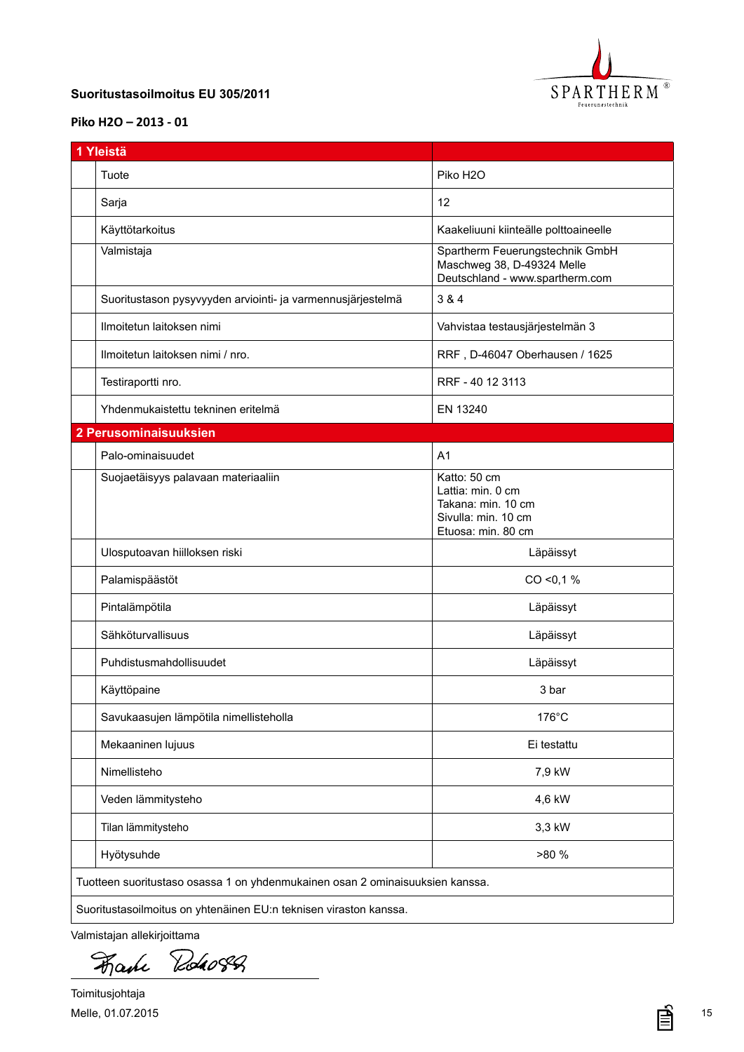**Suoritustasoilmoitus EU 305/2011**

**Piko H2O – 2013 - 01**

| **1 Yleistä** | |
|---|---|
| Tuote | Piko H2O |
| Sarja | 12 |
| Käyttötarkoitus | Kaakeliuuni kiinteälle polttoaineelle |
| Valmistaja | Spartherm Feuerungstechnik GmbH<br>Maschweg 38, D-49324 Melle<br>Deutschland - www.spartherm.com |
| Suoritustason pysyvyyden arviointi- ja varmennusjärjestelmä | 3 & 4 |
| Ilmoitetun laitoksen nimi | Vahvistaa testausjärjestelmän 3 |
| Ilmoitetun laitoksen nimi / nro. | RRF , D-46047 Oberhausen / 1625 |
| Testiraportti nro. | RRF - 40 12 3113 |
| Yhdenmukaistettu tekninen eritelmä | EN 13240 |
| **2 Perusominaisuuksien** | |
| Palo-ominaisuudet | A1 |
| Suojaetäisyys palavaan materiaaliin | Katto: 50 cm<br>Lattia: min. 0 cm<br>Takana: min. 10 cm<br>Sivulla: min. 10 cm<br>Etuosa: min. 80 cm |
| Ulosputoavan hiilloksen riski | Läpäissyt |
| Palamispäästöt | CO <0,1 % |
| Pintalämpötila | Läpäissyt |
| Sähköturvallisuus | Läpäissyt |
| Puhdistusmahdollisuudet | Läpäissyt |
| Käyttöpaine | 3 bar |
| Savukaasujen lämpötila nimellisteholla | 176°C |
| Mekaaninen lujuus | Ei testattu |
| Nimellisteho | 7,9 kW |
| Veden lämmitysteho | 4,6 kW |
| Tilan lämmitysteho | 3,3 kW |
| Hyötysuhde | >80 % |

Tuotteen suoritustaso osassa 1 on yhdenmukainen osan 2 ominaisuuksien kanssa.

Suoritustasoilmoitus on yhtenäinen EU:n teknisen viraston kanssa.

Valmistajan allekirjoittama

Toimitusjohtaja

Melle, 01.07.2015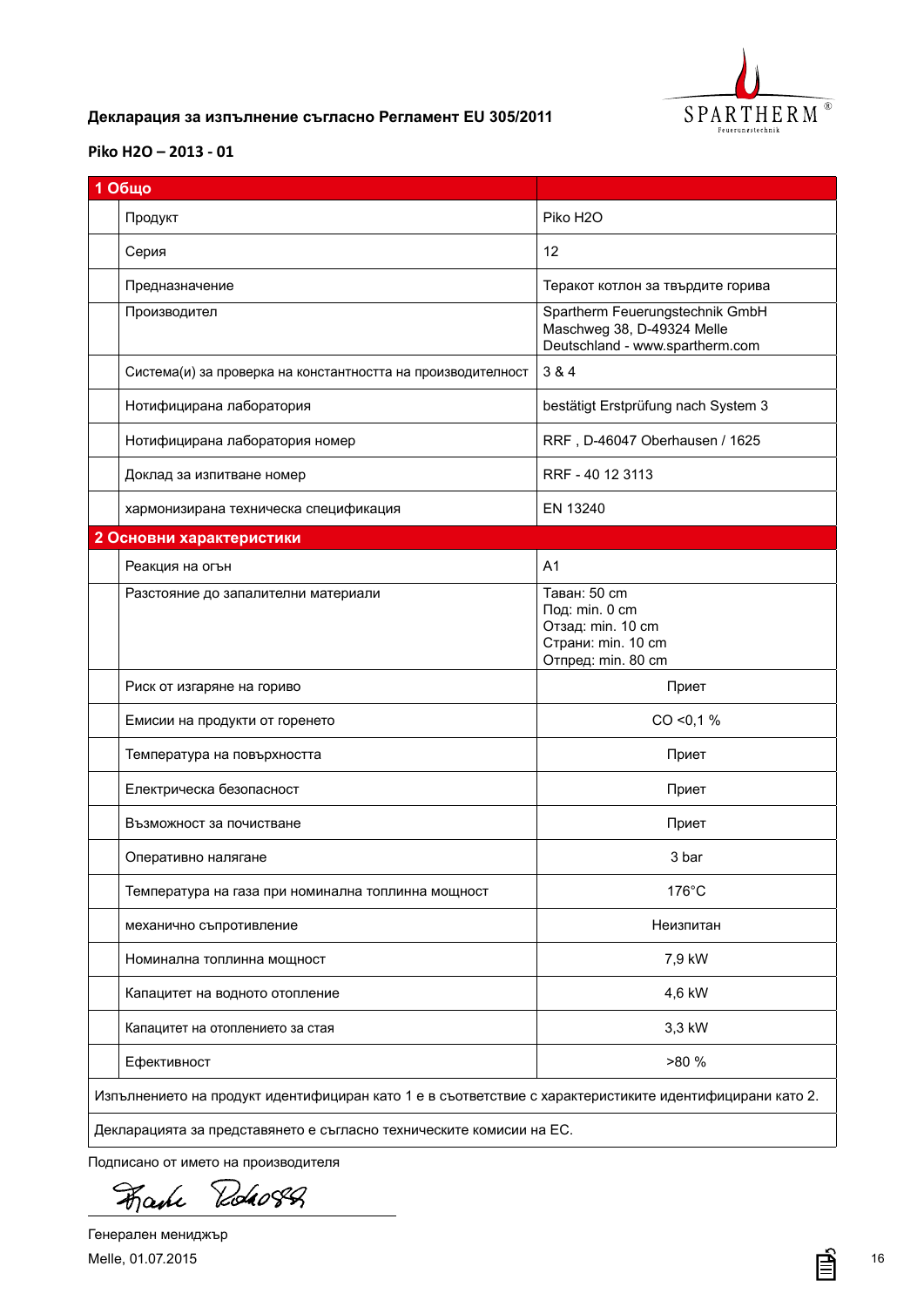**Декларация за изпълнение съгласно Регламент EU 305/2011**

**Piko H2O – 2013 - 01**

| **1 Общо** | |
|---|---|
| Продукт | Piko H2O |
| Серия | 12 |
| Предназначение | Теракот котлон за твърдите горива |
| Производител | Spartherm Feuerungstechnik GmbH<br>Maschweg 38, D-49324 Melle<br>Deutschland - www.spartherm.com |
| Система(и) за проверка на константността на производителност | 3 & 4 |
| Нотифицирана лаборатория | bestätigt Erstprüfung nach System 3 |
| Нотифицирана лаборатория номер | RRF , D-46047 Oberhausen / 1625 |
| Доклад за изпитване номер | RRF - 40 12 3113 |
| хармонизирана техническа спецификация | EN 13240 |
| **2 Основни характеристики** | |
| Реакция на огън | A1 |
| Разстояние до запалителни материали | Таван: 50 cm<br>Под: min. 0 cm<br>Отзад: min. 10 cm<br>Страни: min. 10 cm<br>Отпред: min. 80 cm |
| Риск от изгаряне на гориво | Приет |
| Емисии на продукти от горенето | CO <0,1 % |
| Температура на повърхността | Приет |
| Електрическа безопасност | Приет |
| Възможност за почистване | Приет |
| Оперативно налягане | 3 bar |
| Температура на газа при номинална топлинна мощност | 176°C |
| механично съпротивление | Неизпитан |
| Номинална топлинна мощност | 7,9 kW |
| Капацитет на водното отопление | 4,6 kW |
| Капацитет на отоплението за стая | 3,3 kW |
| Ефективност | >80 % |

Изпълнението на продукт идентифициран като 1 е в съответствие с характеристиките идентифицирани като 2.

Декларацията за представянето е съгласно техническите комисии на ЕС.

Подписано от името на производителя

Генерален мениджър

Melle, 01.07.2015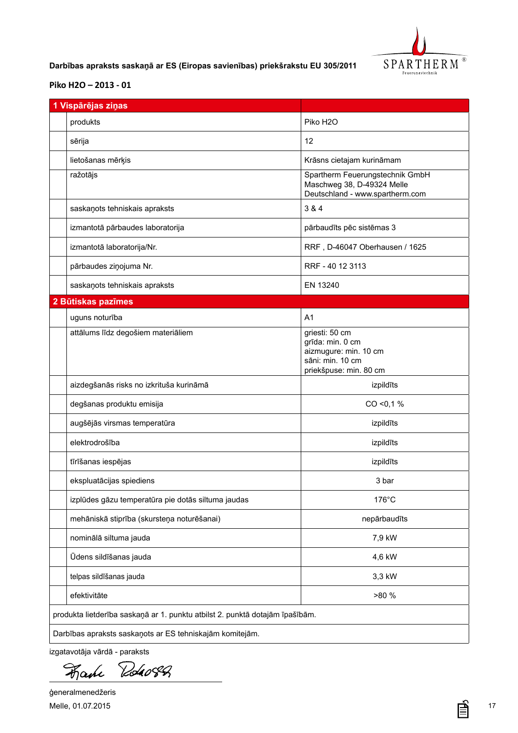**Darbības apraksts saskaņā ar ES (Eiropas savienības) priekšrakstu EU 305/2011**

**Piko H2O – 2013 - 01**

| **1 Vispārējas ziņas** | | |
|---|---|---|
| | produkts | Piko H2O |
| | sērija | 12 |
| | lietošanas mērķis | Krāsns cietajam kurināmam |
| | ražotājs | Spartherm Feuerungstechnik GmbH<br>Maschweg 38, D-49324 Melle<br>Deutschland - www.spartherm.com |
| | saskaņots tehniskais apraksts | 3 & 4 |
| | izmantotā pārbaudes laboratorija | pārbaudīts pēc sistēmas 3 |
| | izmantotā laboratorija/Nr. | RRF , D-46047 Oberhausen / 1625 |
| | pārbaudes ziņojuma Nr. | RRF - 40 12 3113 |
| | saskaņots tehniskais apraksts | EN 13240 |
| **2 Būtiskas pazīmes** | | |
| | uguns noturība | A1 |
| | attālums līdz degošiem materiāliem | griesti: 50 cm<br>grīda: min. 0 cm<br>aizmugure: min. 10 cm<br>sāni: min. 10 cm<br>priekšpuse: min. 80 cm |
| | aizdegšanās risks no izkrituša kurināmā | izpildīts |
| | degšanas produktu emisija | CO <0,1 % |
| | augšējās virsmas temperatūra | izpildīts |
| | elektrodrošība | izpildīts |
| | tīrīšanas iespējas | izpildīts |
| | ekspluatācijas spiediens | 3 bar |
| | izplūdes gāzu temperatūra pie dotās siltuma jaudas | 176°C |
| | mehāniskā stiprība (skursteņa noturēšanai) | nepārbaudīts |
| | nominālā siltuma jauda | 7,9 kW |
| | Ūdens sildīšanas jauda | 4,6 kW |
| | telpas sildīšanas jauda | 3,3 kW |
| | efektivitāte | >80 % |
| produkta lietderība saskaņā ar 1. punktu atbilst 2. punktā dotajām īpašībām. | | |
| Darbības apraksts saskaņots ar ES tehniskajām komitejām. | | |

izgatavotāja vārdā - paraksts

ģeneralmenedžeris

Melle, 01.07.2015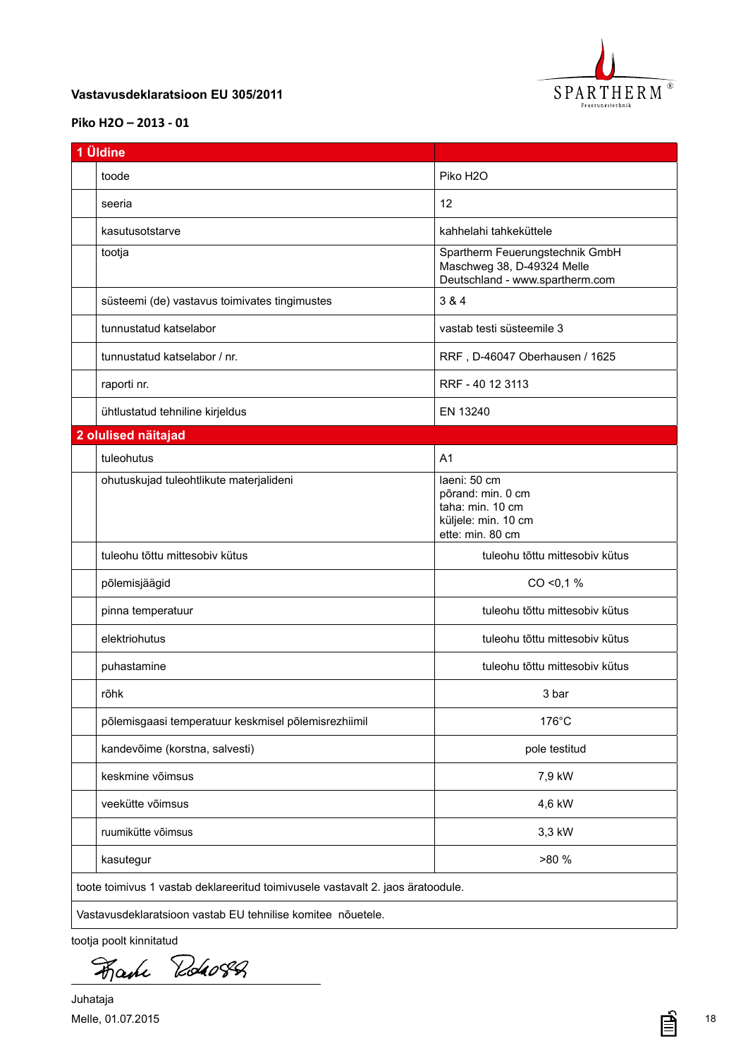**Vastavusdeklaratsioon EU 305/2011**

**Piko H2O – 2013 - 01**

| **1 Üldine** | |
|---|---|
| toode | Piko H2O |
| seeria | 12 |
| kasutusotstarve | kahhelahi tahkeküttele |
| tootja | Spartherm Feuerungstechnik GmbH<br>Maschweg 38, D-49324 Melle<br>Deutschland - www.spartherm.com |
| süsteemi (de) vastavus toimivates tingimustes | 3 & 4 |
| tunnustatud katselabor | vastab testi süsteemile 3 |
| tunnustatud katselabor / nr. | RRF , D-46047 Oberhausen / 1625 |
| raporti nr. | RRF - 40 12 3113 |
| ühtlustatud tehniline kirjeldus | EN 13240 |
| **2 olulised näitajad** | |
| tuleohutus | A1 |
| ohutuskujad tuleohtlikute materjalideni | laeni: 50 cm<br>põrand: min. 0 cm<br>taha: min. 10 cm<br>küljele: min. 10 cm<br>ette: min. 80 cm |
| tuleohu tõttu mittesobiv kütus | tuleohu tõttu mittesobiv kütus |
| põlemisjäägid | CO <0,1 % |
| pinna temperatuur | tuleohu tõttu mittesobiv kütus |
| elektriohutus | tuleohu tõttu mittesobiv kütus |
| puhastamine | tuleohu tõttu mittesobiv kütus |
| rõhk | 3 bar |
| põlemisgaasi temperatuur keskmisel põlemisrezhiimil | 176°C |
| kandevõime (korstna, salvesti) | pole testitud |
| keskmine võimsus | 7,9 kW |
| veekütte võimsus | 4,6 kW |
| ruumikütte võimsus | 3,3 kW |
| kasutegur | >80 % |

toote toimivus 1 vastab deklareeritud toimivusele vastavalt 2. jaos äratoodule.

Vastavusdeklaratsioon vastab EU tehnilise komitee nõuetele.

tootja poolt kinnitatud

Juhataja

Melle, 01.07.2015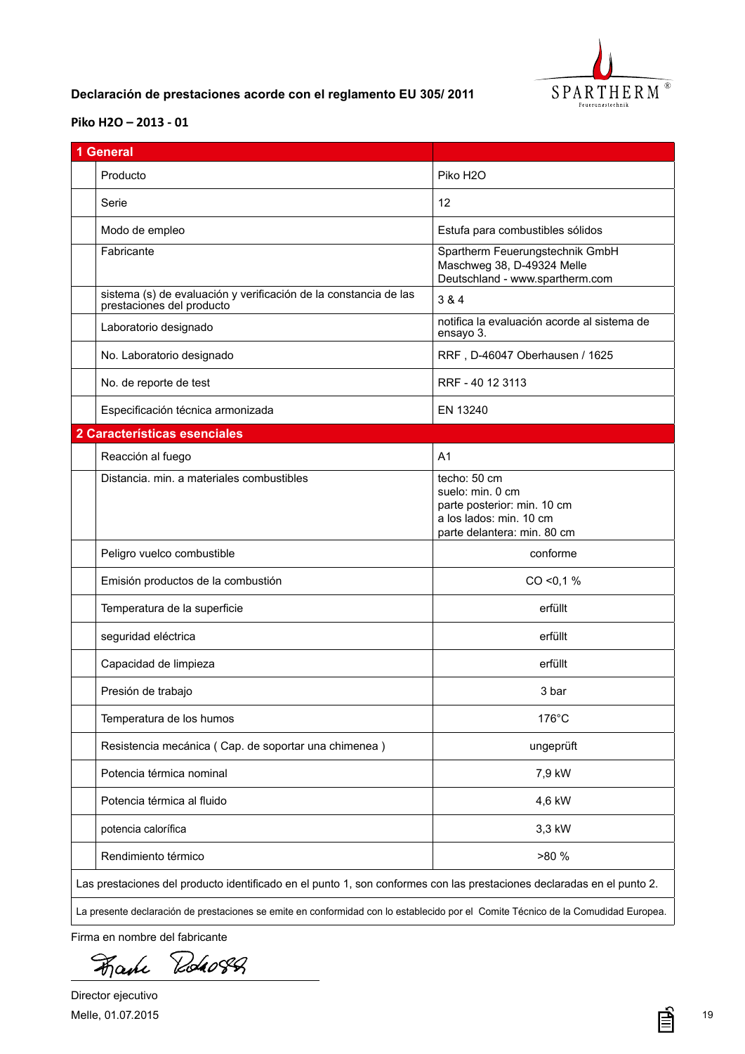**Declaración de prestaciones acorde con el reglamento EU 305/ 2011**

**Piko H2O – 2013 - 01**

| **1 General** | |
|---|---|
| Producto | Piko H2O |
| Serie | 12 |
| Modo de empleo | Estufa para combustibles sólidos |
| Fabricante | Spartherm Feuerungstechnik GmbH<br>Maschweg 38, D-49324 Melle<br>Deutschland - www.spartherm.com |
| sistema (s) de evaluación y verificación de la constancia de las prestaciones del producto | 3 & 4 |
| Laboratorio designado | notifica la evaluación acorde al sistema de ensayo 3. |
| No. Laboratorio designado | RRF , D-46047 Oberhausen / 1625 |
| No. de reporte de test | RRF - 40 12 3113 |
| Especificación técnica armonizada | EN 13240 |
| **2 Características esenciales** | |
| Reacción al fuego | A1 |
| Distancia. min. a materiales combustibles | techo: 50 cm<br>suelo: min. 0 cm<br>parte posterior: min. 10 cm<br>a los lados: min. 10 cm<br>parte delantera: min. 80 cm |
| Peligro vuelco combustible | conforme |
| Emisión productos de la combustión | CO <0,1 % |
| Temperatura de la superficie | erfüllt |
| seguridad eléctrica | erfüllt |
| Capacidad de limpieza | erfüllt |
| Presión de trabajo | 3 bar |
| Temperatura de los humos | 176°C |
| Resistencia mecánica ( Cap. de soportar una chimenea ) | ungeprüft |
| Potencia térmica nominal | 7,9 kW |
| Potencia térmica al fluido | 4,6 kW |
| potencia calorífica | 3,3 kW |
| Rendimiento térmico | >80 % |

Las prestaciones del producto identificado en el punto 1, son conformes con las prestaciones declaradas en el punto 2.

La presente declaración de prestaciones se emite en conformidad con lo establecido por el Comite Técnico de la Comudidad Europea.

Firma en nombre del fabricante

Director ejecutivo

Melle, 01.07.2015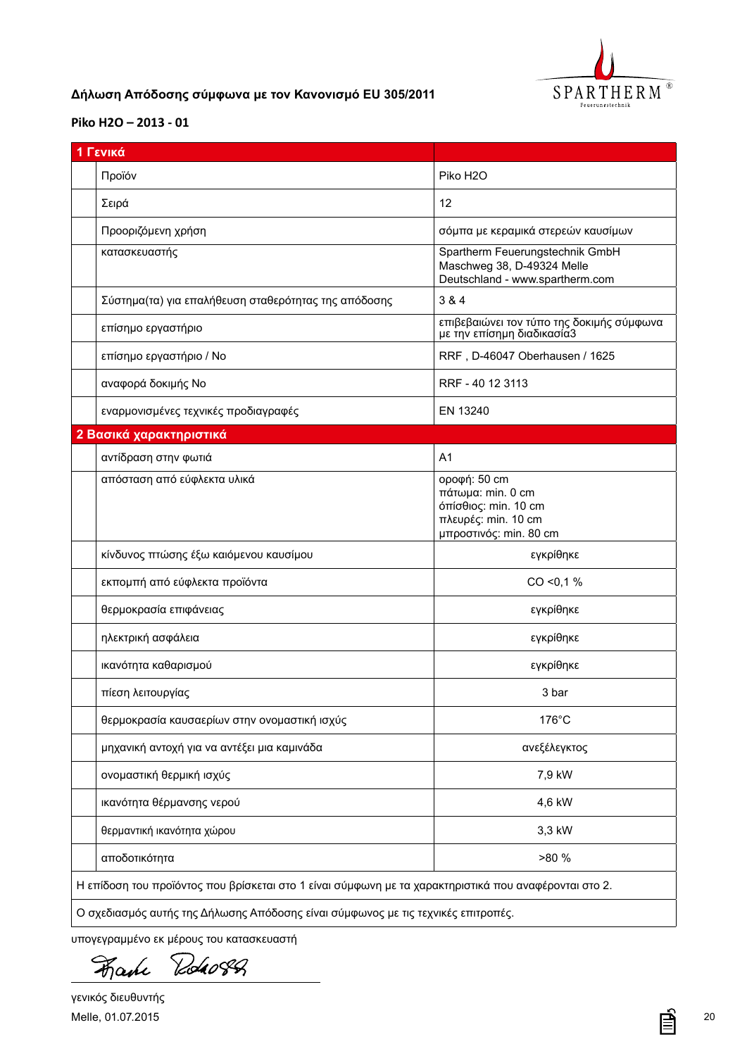**Δήλωση Απόδοσης σύμφωνα με τον Κανονισμό EU 305/2011**

**Piko H2O – 2013 - 01**

| 1 Γενικά | |
|---|---|
| Προϊόν | Piko H2O |
| Σειρά | 12 |
| Προοριζόμενη χρήση | σόμπα με κεραμικά στερεών καυσίμων |
| κατασκευαστής | Spartherm Feuerungstechnik GmbH<br>Maschweg 38, D-49324 Melle<br>Deutschland - www.spartherm.com |
| Σύστημα(τα) για επαλήθευση σταθερότητας της απόδοσης | 3 & 4 |
| επίσημο εργαστήριο | επιβεβαιώνει τον τύπο της δοκιμής σύμφωνα με την επίσημη διαδικασία3 |
| επίσημο εργαστήριο / No | RRF , D-46047 Oberhausen / 1625 |
| αναφορά δοκιμής No | RRF - 40 12 3113 |
| εναρμονισμένες τεχνικές προδιαγραφές | EN 13240 |
| **2 Βασικά χαρακτηριστικά** | |
| αντίδραση στην φωτιά | A1 |
| απόσταση από εύφλεκτα υλικά | οροφή: 50 cm<br>πάτωμα: min. 0 cm<br>όπίσθιος: min. 10 cm<br>πλευρές: min. 10 cm<br>μπροστινός: min. 80 cm |
| κίνδυνος πτώσης έξω καιόμενου καυσίμου | εγκρίθηκε |
| εκπομπή από εύφλεκτα προϊόντα | CO <0,1 % |
| θερμοκρασία επιφάνειας | εγκρίθηκε |
| ηλεκτρική ασφάλεια | εγκρίθηκε |
| ικανότητα καθαρισμού | εγκρίθηκε |
| πίεση λειτουργίας | 3 bar |
| θερμοκρασία καυσαερίων στην ονομαστική ισχύς | 176°C |
| μηχανική αντοχή για να αντέξει μια καμινάδα | ανεξέλεγκτος |
| ονομαστική θερμική ισχύς | 7,9 kW |
| ικανότητα θέρμανσης νερού | 4,6 kW |
| θερμαντική ικανότητα χώρου | 3,3 kW |
| αποδοτικότητα | >80 % |

Η επίδοση του προϊόντος που βρίσκεται στο 1 είναι σύμφωνη με τα χαρακτηριστικά που αναφέρονται στο 2.

Ο σχεδιασμός αυτής της Δήλωσης Απόδοσης είναι σύμφωνος με τις τεχνικές επιτροπές.

υπογεγραμμένο εκ μέρους του κατασκευαστή

γενικός διευθυντής

Melle, 01.07.2015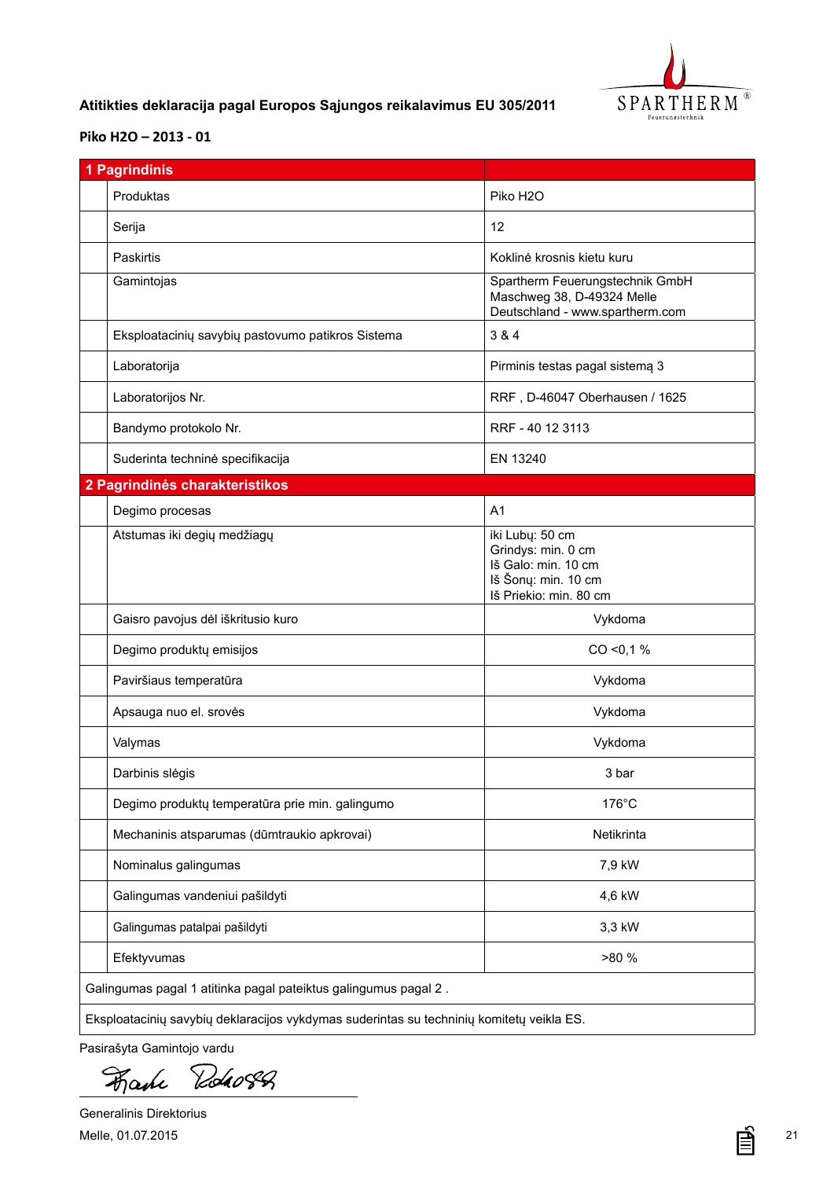**Atitikties deklaracija pagal Europos Sajungos reikalavimus EU 305/2011**

**Piko H2O – 2013 - 01**

| **1 Pagrindinis** | |
|---|---|
| Produktas | Piko H2O |
| Serija | 12 |
| Paskirtis | Koklinė krosnis kietu kuru |
| Gamintojas | Spartherm Feuerungstechnik GmbH<br>Maschweg 38, D-49324 Melle<br>Deutschland - www.spartherm.com |
| Eksploatacinių savybių pastovumo patikros Sistema | 3 & 4 |
| Laboratorija | Pirminis testas pagal sistemą 3 |
| Laboratorijos Nr. | RRF , D-46047 Oberhausen / 1625 |
| Bandymo protokolo Nr. | RRF - 40 12 3113 |
| Suderinta techninė specifikacija | EN 13240 |
| **2 Pagrindinės charakteristikos** | |
| Degimo procesas | A1 |
| Atstumas iki degių medžiagų | iki Lubų: 50 cm<br>Grindys: min. 0 cm<br>Iš Galo: min. 10 cm<br>Iš Šonų: min. 10 cm<br>Iš Priekio: min. 80 cm |
| Gaisro pavojus dėl iškritusio kuro | Vykdoma |
| Degimo produktų emisijos | CO <0,1 % |
| Paviršiaus temperatūra | Vykdoma |
| Apsauga nuo el. srovės | Vykdoma |
| Valymas | Vykdoma |
| Darbinis slėgis | 3 bar |
| Degimo produktų temperatūra prie min. galingumo | 176°C |
| Mechaninis atsparumas (dūmtraukio apkrovai) | Netikrinta |
| Nominalus galingumas | 7,9 kW |
| Galingumas vandeniui pašildyti | 4,6 kW |
| Galingumas patalpai pašildyti | 3,3 kW |
| Efektyvumas | >80 % |
| Galingumas pagal 1 atitinka pagal pateiktus galingumus pagal 2 . | |
| Eksploatacinių savybių deklaracijos vykdymas suderintas su techninių komitetų veikla ES. | |

Pasirašyta Gamintojo vardu

Generalinis Direktorius

Melle, 01.07.2015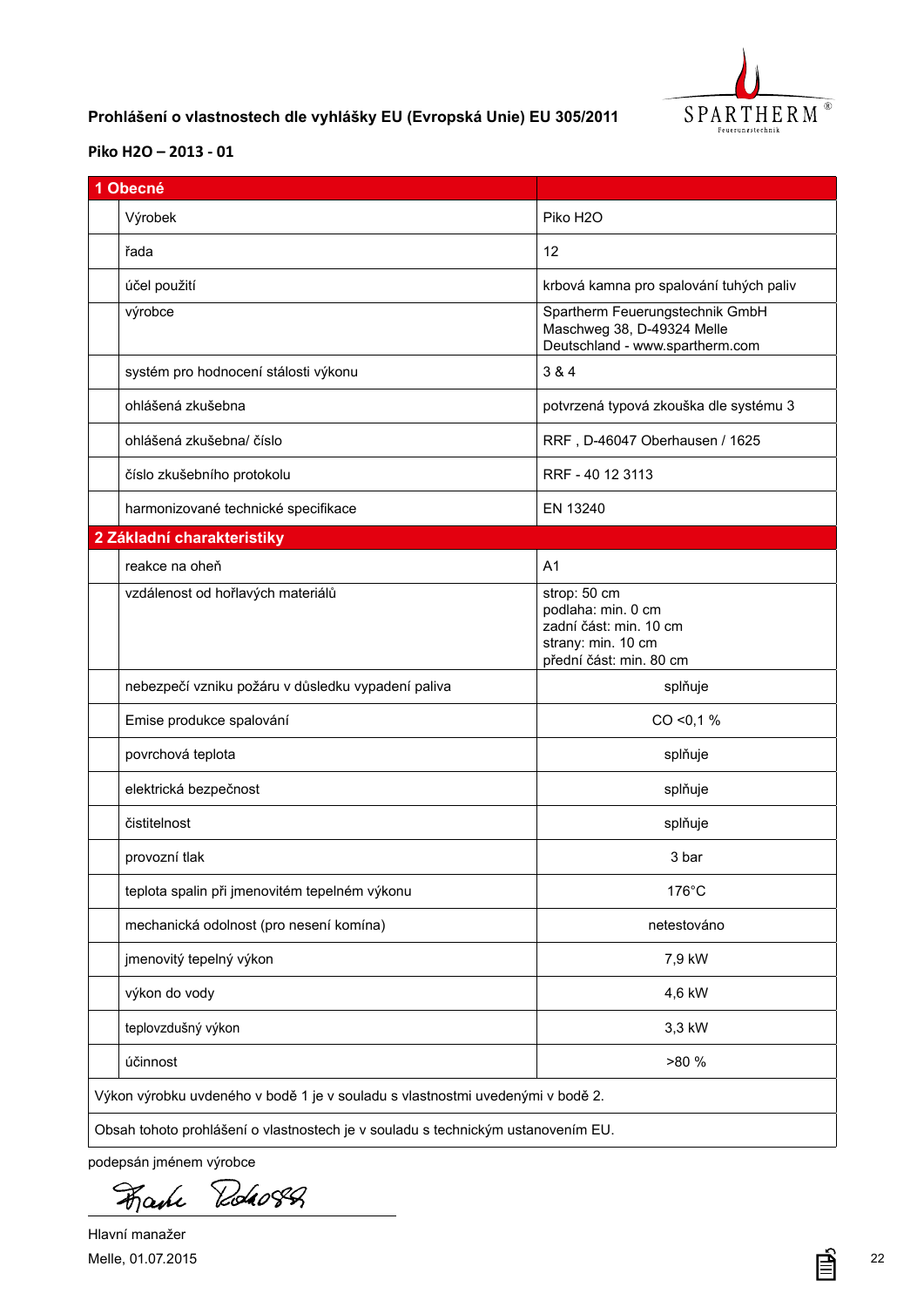**Prohlášení o vlastnostech dle vyhlášky EU (Evropská Unie) EU 305/2011**

SPARTHERM® Feuerungstechnik

**Piko H2O – 2013 - 01**

| 1 Obecné | |
|---|---|
| Výrobek | Piko H2O |
| řada | 12 |
| účel použití | krbová kamna pro spalování tuhých paliv |
| výrobce | Spartherm Feuerungstechnik GmbH<br>Maschweg 38, D-49324 Melle<br>Deutschland - www.spartherm.com |
| systém pro hodnocení stálosti výkonu | 3 & 4 |
| ohlášená zkušebna | potvrzená typová zkouška dle systému 3 |
| ohlášená zkušebna/ číslo | RRF , D-46047 Oberhausen / 1625 |
| číslo zkušebního protokolu | RRF - 40 12 3113 |
| harmonizované technické specifikace | EN 13240 |
| **2 Základní charakteristiky** | |
| reakce na oheň | A1 |
| vzdálenost od hořlavých materiálů | strop: 50 cm<br>podlaha: min. 0 cm<br>zadní část: min. 10 cm<br>strany: min. 10 cm<br>přední část: min. 80 cm |
| nebezpečí vzniku požáru v důsledku vypadení paliva | splňuje |
| Emise produkce spalování | CO <0,1 % |
| povrchová teplota | splňuje |
| elektrická bezpečnost | splňuje |
| čistitelnost | splňuje |
| provozní tlak | 3 bar |
| teplota spalin při jmenovitém tepelném výkonu | 176°C |
| mechanická odolnost (pro nesení komína) | netestováno |
| jmenovitý tepelný výkon | 7,9 kW |
| výkon do vody | 4,6 kW |
| teplovzdušný výkon | 3,3 kW |
| účinnost | >80 % |
| Výkon výrobku uvedeného v bodě 1 je v souladu s vlastnostmi uvedenými v bodě 2. | |
| Obsah tohoto prohlášení o vlastnostech je v souladu s technickým ustanovením EU. | |

podepsán jménem výrobce

Hlavní manažer

Melle, 01.07.2015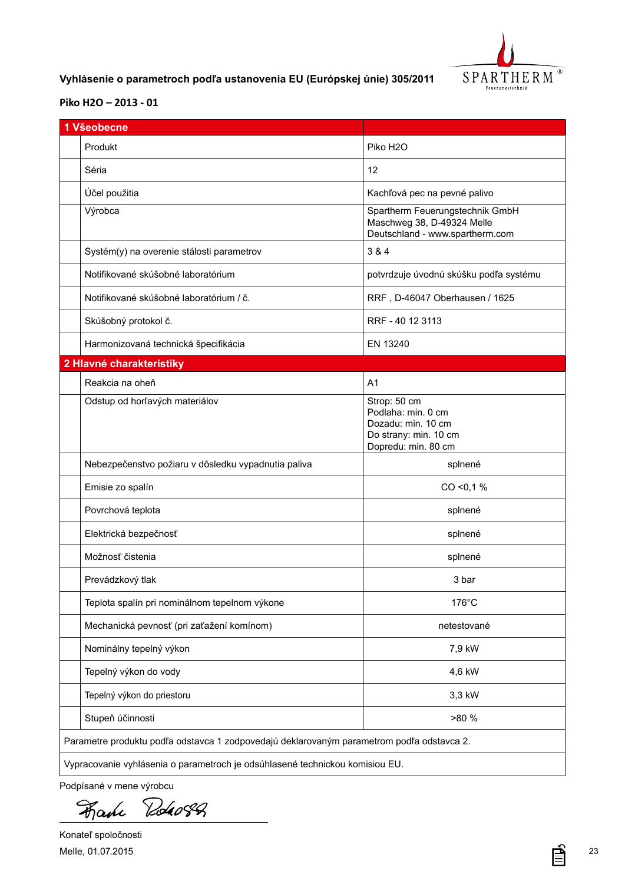# Vyhlásenie o parametroch podľa ustanovenia EU (Európskej únie) 305/2011

**Piko H2O – 2013 - 01**

| | | |
|---|---|---|
| **1 Všeobecne** | | |
| | Produkt | Piko H2O |
| | Séria | 12 |
| | Účel použitia | Kachľová pec na pevné palivo |
| | Výrobca | Spartherm Feuerungstechnik GmbH<br>Maschweg 38, D-49324 Melle<br>Deutschland - www.spartherm.com |
| | Systém(y) na overenie stálosti parametrov | 3 & 4 |
| | Notifikované skúšobné laboratórium | potvrdzuje úvodnú skúšku podľa systému |
| | Notifikované skúšobné laboratórium / č. | RRF , D-46047 Oberhausen / 1625 |
| | Skúšobný protokol č. | RRF - 40 12 3113 |
| | Harmonizovaná technická špecifikácia | EN 13240 |
| **2 Hlavné charakteristiky** | | |
| | Reakcia na oheň | A1 |
| | Odstup od horľavých materiálov | Strop: 50 cm<br>Podlaha: min. 0 cm<br>Dozadu: min. 10 cm<br>Do strany: min. 10 cm<br>Dopredu: min. 80 cm |
| | Nebezpečenstvo požiaru v dôsledku vypadnutia paliva | splnené |
| | Emisie zo spalín | CO <0,1 % |
| | Povrchová teplota | splnené |
| | Elektrická bezpečnosť | splnené |
| | Možnosť čistenia | splnené |
| | Prevádzkový tlak | 3 bar |
| | Teplota spalín pri nominálnom tepelnom výkone | 176°C |
| | Mechanická pevnosť (pri zaťažení komínom) | netestované |
| | Nominálny tepelný výkon | 7,9 kW |
| | Tepelný výkon do vody | 4,6 kW |
| | Tepelný výkon do priestoru | 3,3 kW |
| | Stupeň účinnosti | >80 % |

Parametre produktu podľa odstavca 1 zodpovedajú deklarovaným parametrom podľa odstavca 2.

Vypracovanie vyhlásenia o parametroch je odsúhlasené technickou komisiou EU.

Podpísané v mene výrobcu

Konateľ spoločnosti

Melle, 01.07.2015